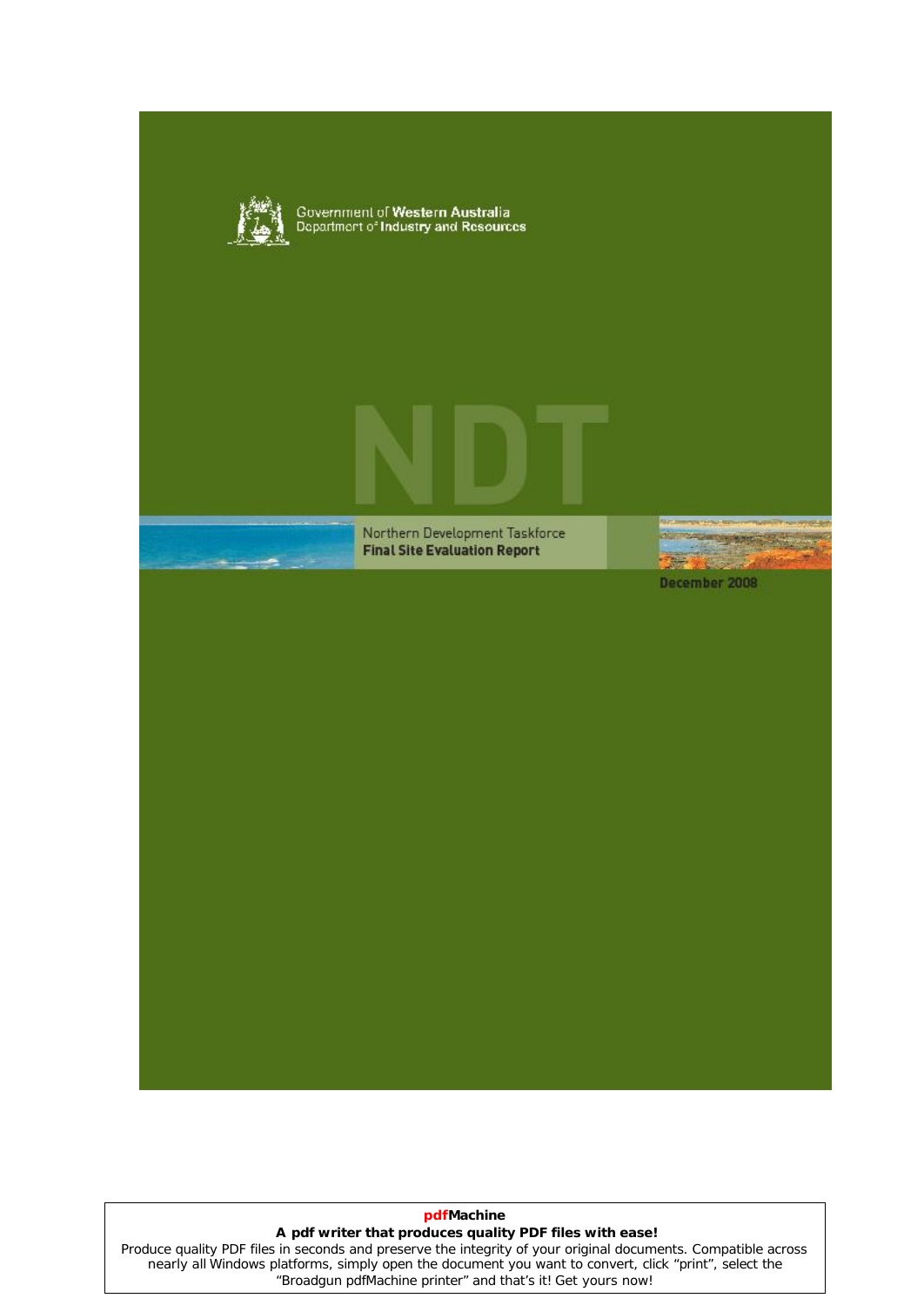Government of **Western Australia**
Department of **Industry and Resources**

# NDT

Northern Development Taskforce
**Final Site Evaluation Report**

December 2008

**pdfMachine**
**A pdf writer that produces quality PDF files with ease!**
Produce quality PDF files in seconds and preserve the integrity of your original documents. Compatible across nearly all Windows platforms, simply open the document you want to convert, click "print", select the "Broadgun pdfMachine printer" and that's it! Get yours now!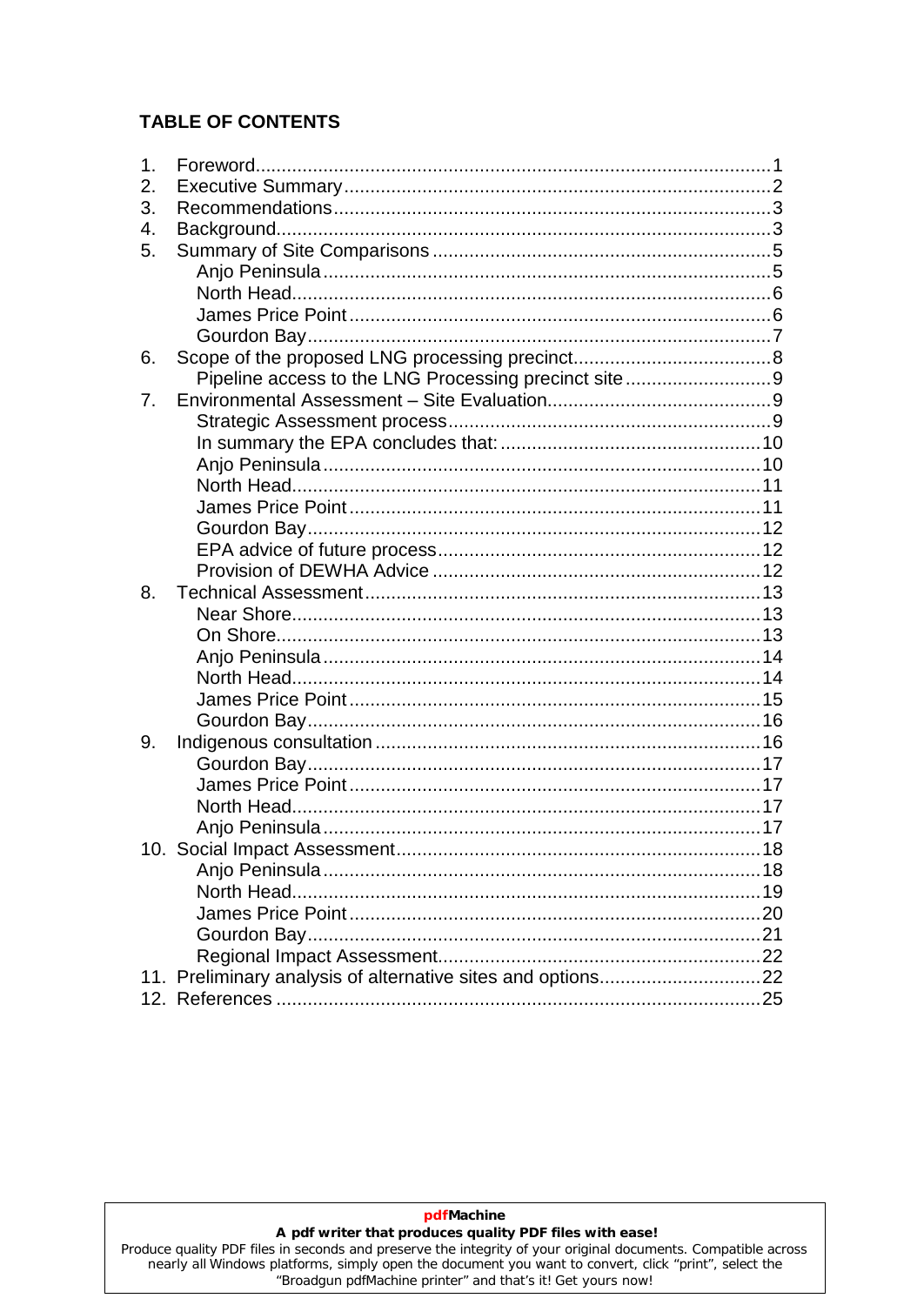## TABLE OF CONTENTS

1. Foreword.........................................................................................1
2. Executive Summary.........................................................................2
3. Recommendations...........................................................................3
4. Background.....................................................................................3
5. Summary of Site Comparisons ........................................................5
   - Anjo Peninsula .............................................................................5
   - North Head...................................................................................6
   - James Price Point ........................................................................6
   - Gourdon Bay................................................................................7
6. Scope of the proposed LNG processing precinct...............................8
   - Pipeline access to the LNG Processing precinct site ......................9
7. Environmental Assessment – Site Evaluation....................................9
   - Strategic Assessment process.......................................................9
   - In summary the EPA concludes that: ...........................................10
   - Anjo Peninsula ...........................................................................10
   - North Head.................................................................................11
   - James Price Point ......................................................................11
   - Gourdon Bay..............................................................................12
   - EPA advice of future process......................................................12
   - Provision of DEWHA Advice .......................................................12
8. Technical Assessment...................................................................13
   - Near Shore.................................................................................13
   - On Shore....................................................................................13
   - Anjo Peninsula ...........................................................................14
   - North Head.................................................................................14
   - James Price Point ......................................................................15
   - Gourdon Bay..............................................................................16
9. Indigenous consultation ................................................................16
   - Gourdon Bay..............................................................................17
   - James Price Point ......................................................................17
   - North Head.................................................................................17
   - Anjo Peninsula ...........................................................................17
10. Social Impact Assessment.............................................................18
    - Anjo Peninsula ...........................................................................18
    - North Head.................................................................................19
    - James Price Point ......................................................................20
    - Gourdon Bay..............................................................................21
    - Regional Impact Assessment.......................................................22
11. Preliminary analysis of alternative sites and options.......................22
12. References ....................................................................................25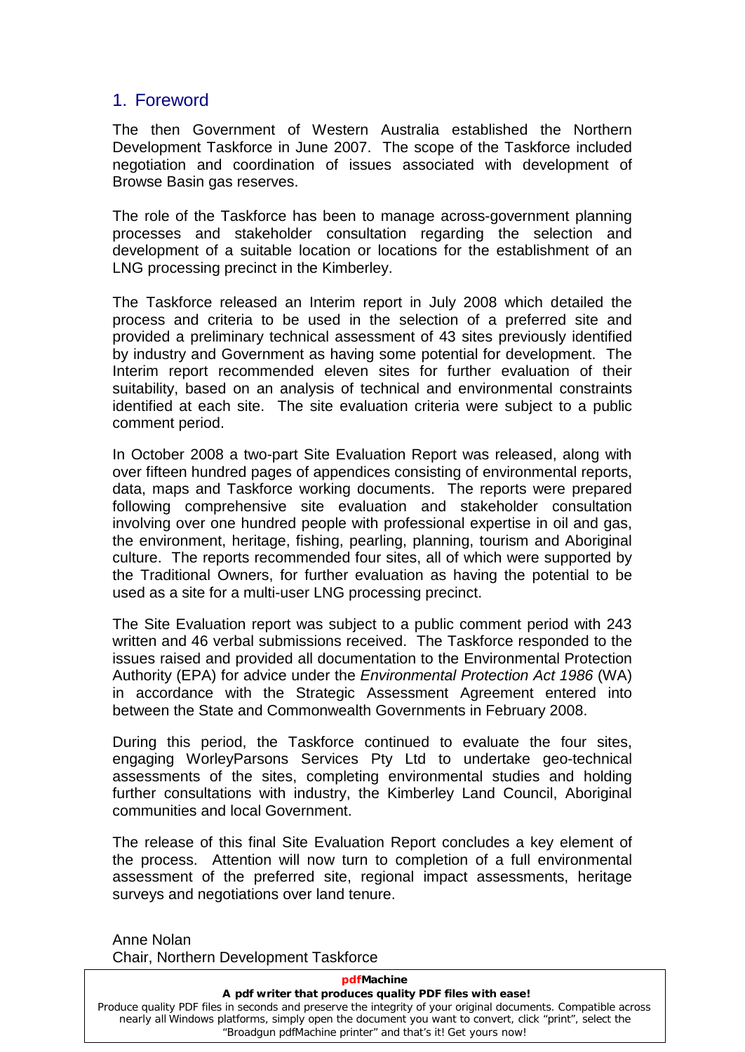# 1. Foreword

The then Government of Western Australia established the Northern Development Taskforce in June 2007. The scope of the Taskforce included negotiation and coordination of issues associated with development of Browse Basin gas reserves.

The role of the Taskforce has been to manage across-government planning processes and stakeholder consultation regarding the selection and development of a suitable location or locations for the establishment of an LNG processing precinct in the Kimberley.

The Taskforce released an Interim report in July 2008 which detailed the process and criteria to be used in the selection of a preferred site and provided a preliminary technical assessment of 43 sites previously identified by industry and Government as having some potential for development. The Interim report recommended eleven sites for further evaluation of their suitability, based on an analysis of technical and environmental constraints identified at each site. The site evaluation criteria were subject to a public comment period.

In October 2008 a two-part Site Evaluation Report was released, along with over fifteen hundred pages of appendices consisting of environmental reports, data, maps and Taskforce working documents. The reports were prepared following comprehensive site evaluation and stakeholder consultation involving over one hundred people with professional expertise in oil and gas, the environment, heritage, fishing, pearling, planning, tourism and Aboriginal culture. The reports recommended four sites, all of which were supported by the Traditional Owners, for further evaluation as having the potential to be used as a site for a multi-user LNG processing precinct.

The Site Evaluation report was subject to a public comment period with 243 written and 46 verbal submissions received. The Taskforce responded to the issues raised and provided all documentation to the Environmental Protection Authority (EPA) for advice under the *Environmental Protection Act 1986* (WA) in accordance with the Strategic Assessment Agreement entered into between the State and Commonwealth Governments in February 2008.

During this period, the Taskforce continued to evaluate the four sites, engaging WorleyParsons Services Pty Ltd to undertake geo-technical assessments of the sites, completing environmental studies and holding further consultations with industry, the Kimberley Land Council, Aboriginal communities and local Government.

The release of this final Site Evaluation Report concludes a key element of the process. Attention will now turn to completion of a full environmental assessment of the preferred site, regional impact assessments, heritage surveys and negotiations over land tenure.

Anne Nolan
Chair, Northern Development Taskforce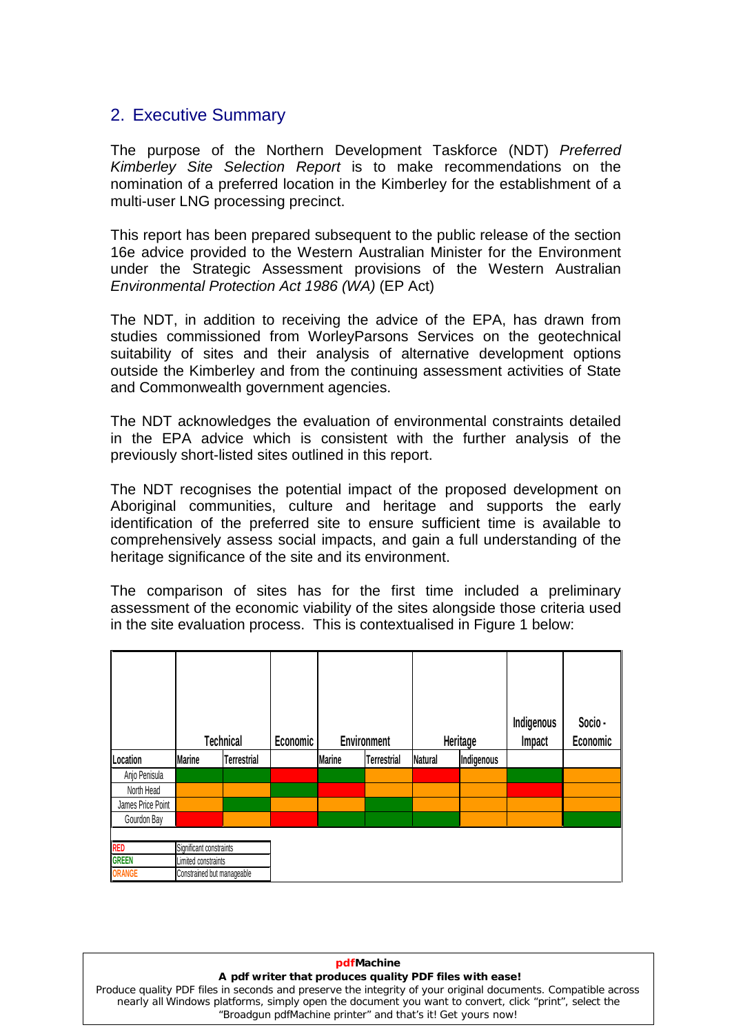## 2. Executive Summary

The purpose of the Northern Development Taskforce (NDT) *Preferred Kimberley Site Selection Report* is to make recommendations on the nomination of a preferred location in the Kimberley for the establishment of a multi-user LNG processing precinct.

This report has been prepared subsequent to the public release of the section 16e advice provided to the Western Australian Minister for the Environment under the Strategic Assessment provisions of the Western Australian *Environmental Protection Act 1986 (WA)* (EP Act)

The NDT, in addition to receiving the advice of the EPA, has drawn from studies commissioned from WorleyParsons Services on the geotechnical suitability of sites and their analysis of alternative development options outside the Kimberley and from the continuing assessment activities of State and Commonwealth government agencies.

The NDT acknowledges the evaluation of environmental constraints detailed in the EPA advice which is consistent with the further analysis of the previously short-listed sites outlined in this report.

The NDT recognises the potential impact of the proposed development on Aboriginal communities, culture and heritage and supports the early identification of the preferred site to ensure sufficient time is available to comprehensively assess social impacts, and gain a full understanding of the heritage significance of the site and its environment.

The comparison of sites has for the first time included a preliminary assessment of the economic viability of the sites alongside those criteria used in the site evaluation process. This is contextualised in Figure 1 below:

| | Technical | | Economic | Environment | | Heritage | | Indigenous Impact | Socio - Economic |
|---|---|---|---|---|---|---|---|---|---|
| Location | Marine | Terrestrial | | Marine | Terrestrial | Natural | Indigenous | | |
| Anjo Penisula | GREEN | GREEN | RED | GREEN | ORANGE | RED | ORANGE | GREEN | ORANGE |
| North Head | ORANGE | ORANGE | GREEN | RED | ORANGE | ORANGE | ORANGE | RED | ORANGE |
| James Price Point | ORANGE | GREEN | ORANGE | ORANGE | GREEN | ORANGE | ORANGE | ORANGE | ORANGE |
| Gourdon Bay | RED | ORANGE | RED | GREEN | GREEN | GREEN | ORANGE | ORANGE | GREEN |

| | |
|---|---|
| RED | Significant constraints |
| GREEN | Limited constraints |
| ORANGE | Constrained but manageable |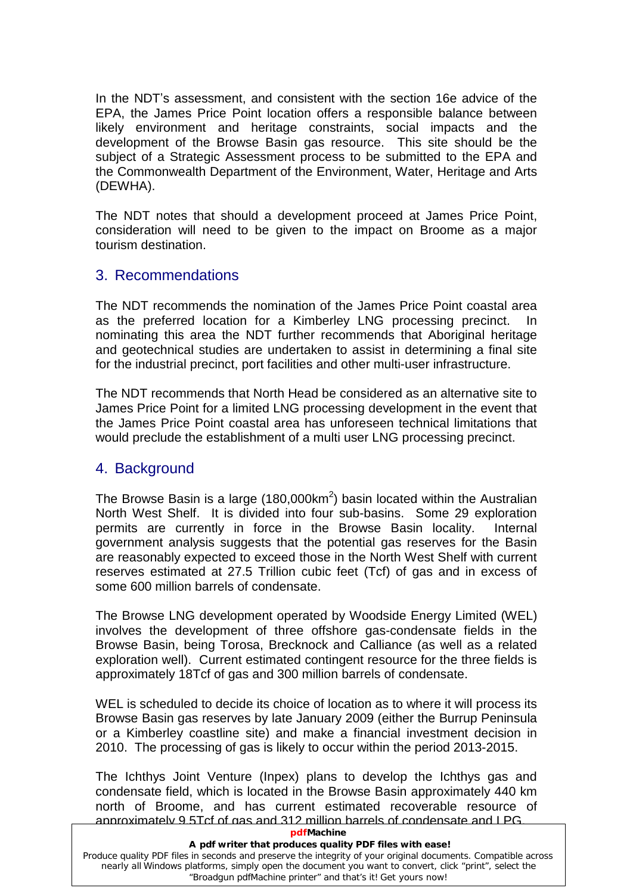In the NDT's assessment, and consistent with the section 16e advice of the EPA, the James Price Point location offers a responsible balance between likely environment and heritage constraints, social impacts and the development of the Browse Basin gas resource. This site should be the subject of a Strategic Assessment process to be submitted to the EPA and the Commonwealth Department of the Environment, Water, Heritage and Arts (DEWHA).

The NDT notes that should a development proceed at James Price Point, consideration will need to be given to the impact on Broome as a major tourism destination.

## 3. Recommendations

The NDT recommends the nomination of the James Price Point coastal area as the preferred location for a Kimberley LNG processing precinct. In nominating this area the NDT further recommends that Aboriginal heritage and geotechnical studies are undertaken to assist in determining a final site for the industrial precinct, port facilities and other multi-user infrastructure.

The NDT recommends that North Head be considered as an alternative site to James Price Point for a limited LNG processing development in the event that the James Price Point coastal area has unforeseen technical limitations that would preclude the establishment of a multi user LNG processing precinct.

## 4. Background

The Browse Basin is a large (180,000km$^2$) basin located within the Australian North West Shelf. It is divided into four sub-basins. Some 29 exploration permits are currently in force in the Browse Basin locality. Internal government analysis suggests that the potential gas reserves for the Basin are reasonably expected to exceed those in the North West Shelf with current reserves estimated at 27.5 Trillion cubic feet (Tcf) of gas and in excess of some 600 million barrels of condensate.

The Browse LNG development operated by Woodside Energy Limited (WEL) involves the development of three offshore gas-condensate fields in the Browse Basin, being Torosa, Brecknock and Calliance (as well as a related exploration well). Current estimated contingent resource for the three fields is approximately 18Tcf of gas and 300 million barrels of condensate.

WEL is scheduled to decide its choice of location as to where it will process its Browse Basin gas reserves by late January 2009 (either the Burrup Peninsula or a Kimberley coastline site) and make a financial investment decision in 2010. The processing of gas is likely to occur within the period 2013-2015.

The Ichthys Joint Venture (Inpex) plans to develop the Ichthys gas and condensate field, which is located in the Browse Basin approximately 440 km north of Broome, and has current estimated recoverable resource of approximately 9.5Tcf of gas and 312 million barrels of condensate and LPG.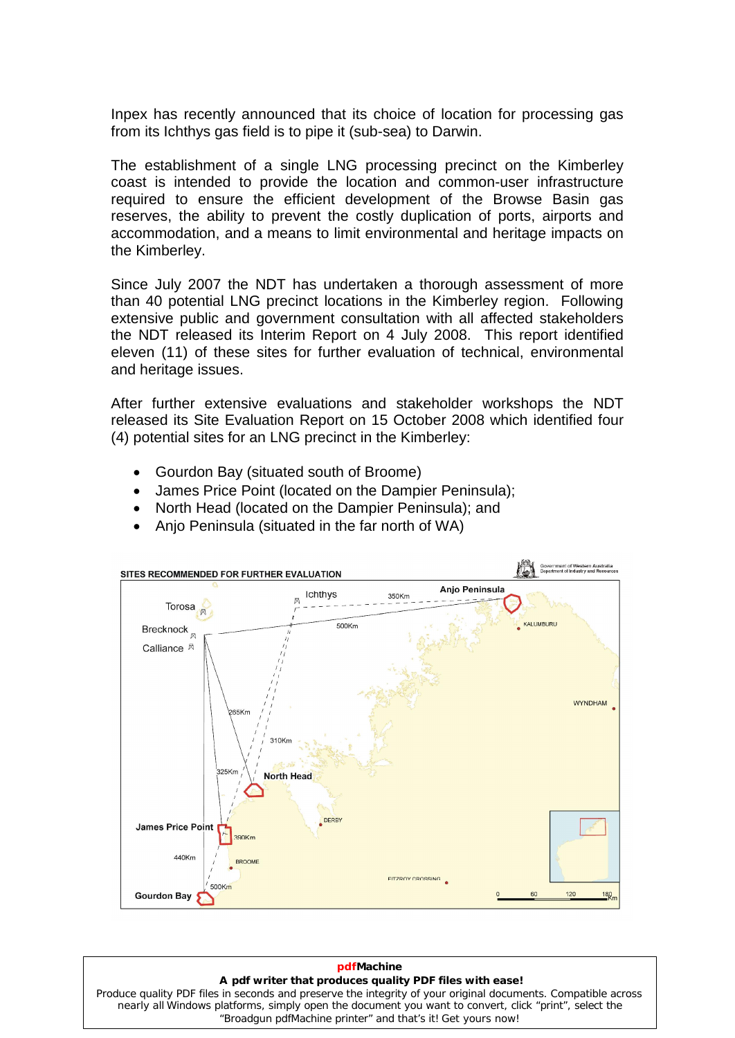Inpex has recently announced that its choice of location for processing gas from its Ichthys gas field is to pipe it (sub-sea) to Darwin.

The establishment of a single LNG processing precinct on the Kimberley coast is intended to provide the location and common-user infrastructure required to ensure the efficient development of the Browse Basin gas reserves, the ability to prevent the costly duplication of ports, airports and accommodation, and a means to limit environmental and heritage impacts on the Kimberley.

Since July 2007 the NDT has undertaken a thorough assessment of more than 40 potential LNG precinct locations in the Kimberley region. Following extensive public and government consultation with all affected stakeholders the NDT released its Interim Report on 4 July 2008. This report identified eleven (11) of these sites for further evaluation of technical, environmental and heritage issues.

After further extensive evaluations and stakeholder workshops the NDT released its Site Evaluation Report on 15 October 2008 which identified four (4) potential sites for an LNG precinct in the Kimberley:

- Gourdon Bay (situated south of Broome)
- James Price Point (located on the Dampier Peninsula);
- North Head (located on the Dampier Peninsula); and
- Anjo Peninsula (situated in the far north of WA)

SITES RECOMMENDED FOR FURTHER EVALUATION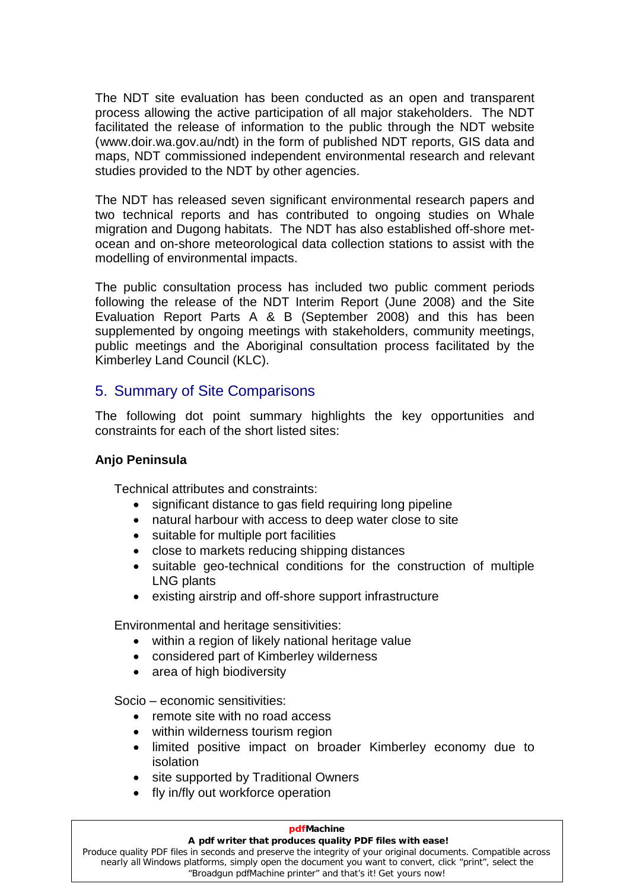The NDT site evaluation has been conducted as an open and transparent process allowing the active participation of all major stakeholders. The NDT facilitated the release of information to the public through the NDT website (www.doir.wa.gov.au/ndt) in the form of published NDT reports, GIS data and maps, NDT commissioned independent environmental research and relevant studies provided to the NDT by other agencies.

The NDT has released seven significant environmental research papers and two technical reports and has contributed to ongoing studies on Whale migration and Dugong habitats. The NDT has also established off-shore met-ocean and on-shore meteorological data collection stations to assist with the modelling of environmental impacts.

The public consultation process has included two public comment periods following the release of the NDT Interim Report (June 2008) and the Site Evaluation Report Parts A & B (September 2008) and this has been supplemented by ongoing meetings with stakeholders, community meetings, public meetings and the Aboriginal consultation process facilitated by the Kimberley Land Council (KLC).

## 5. Summary of Site Comparisons

The following dot point summary highlights the key opportunities and constraints for each of the short listed sites:

**Anjo Peninsula**

Technical attributes and constraints:

- significant distance to gas field requiring long pipeline
- natural harbour with access to deep water close to site
- suitable for multiple port facilities
- close to markets reducing shipping distances
- suitable geo-technical conditions for the construction of multiple LNG plants
- existing airstrip and off-shore support infrastructure

Environmental and heritage sensitivities:

- within a region of likely national heritage value
- considered part of Kimberley wilderness
- area of high biodiversity

Socio – economic sensitivities:

- remote site with no road access
- within wilderness tourism region
- limited positive impact on broader Kimberley economy due to isolation
- site supported by Traditional Owners
- fly in/fly out workforce operation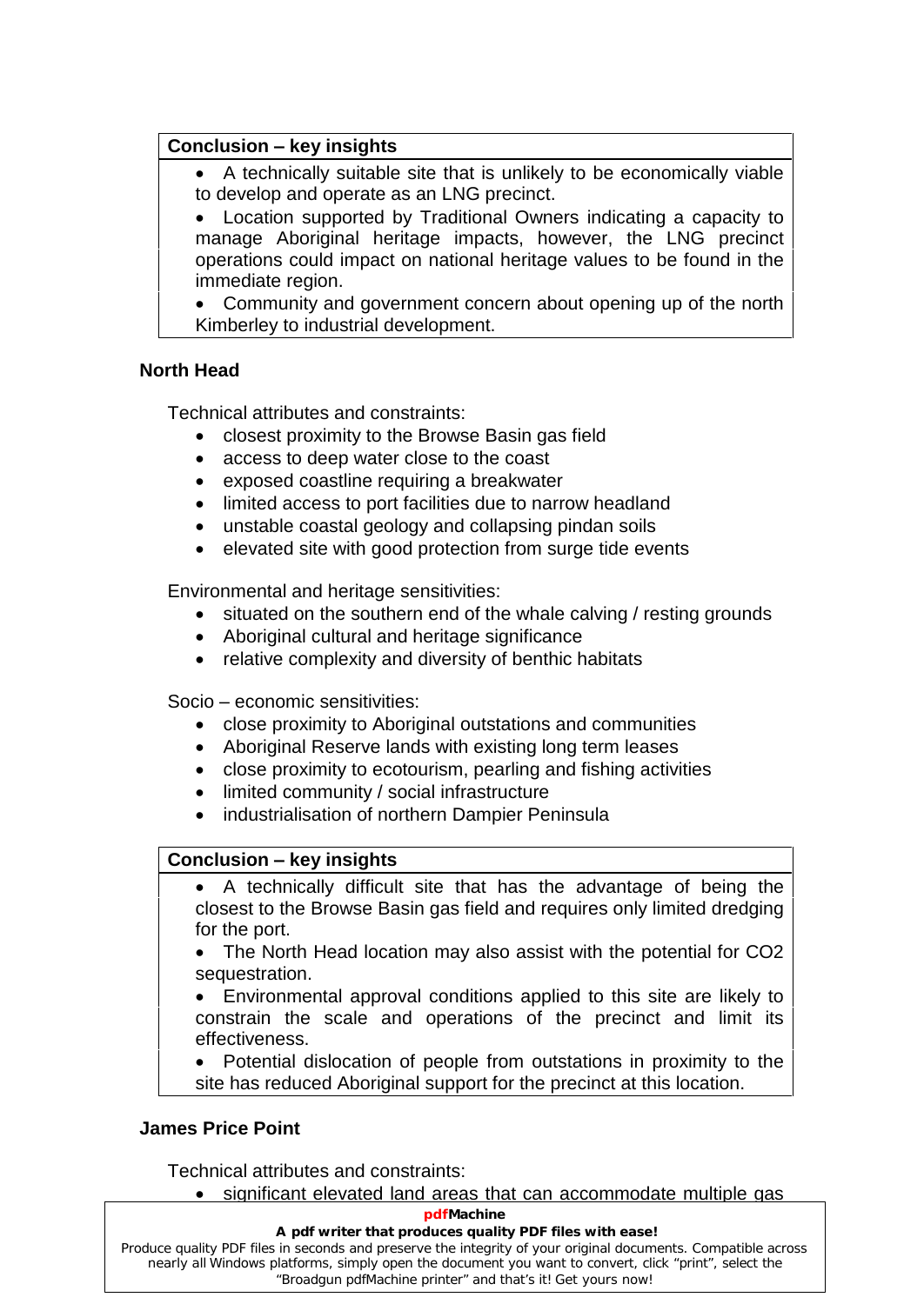**Conclusion – key insights**

- A technically suitable site that is unlikely to be economically viable to develop and operate as an LNG precinct.
- Location supported by Traditional Owners indicating a capacity to manage Aboriginal heritage impacts, however, the LNG precinct operations could impact on national heritage values to be found in the immediate region.
- Community and government concern about opening up of the north Kimberley to industrial development.

### North Head

Technical attributes and constraints:

- closest proximity to the Browse Basin gas field
- access to deep water close to the coast
- exposed coastline requiring a breakwater
- limited access to port facilities due to narrow headland
- unstable coastal geology and collapsing pindan soils
- elevated site with good protection from surge tide events

Environmental and heritage sensitivities:

- situated on the southern end of the whale calving / resting grounds
- Aboriginal cultural and heritage significance
- relative complexity and diversity of benthic habitats

Socio – economic sensitivities:

- close proximity to Aboriginal outstations and communities
- Aboriginal Reserve lands with existing long term leases
- close proximity to ecotourism, pearling and fishing activities
- limited community / social infrastructure
- industrialisation of northern Dampier Peninsula

**Conclusion – key insights**

- A technically difficult site that has the advantage of being the closest to the Browse Basin gas field and requires only limited dredging for the port.
- The North Head location may also assist with the potential for $CO_2$ sequestration.
- Environmental approval conditions applied to this site are likely to constrain the scale and operations of the precinct and limit its effectiveness.
- Potential dislocation of people from outstations in proximity to the site has reduced Aboriginal support for the precinct at this location.

### James Price Point

Technical attributes and constraints:

- significant elevated land areas that can accommodate multiple gas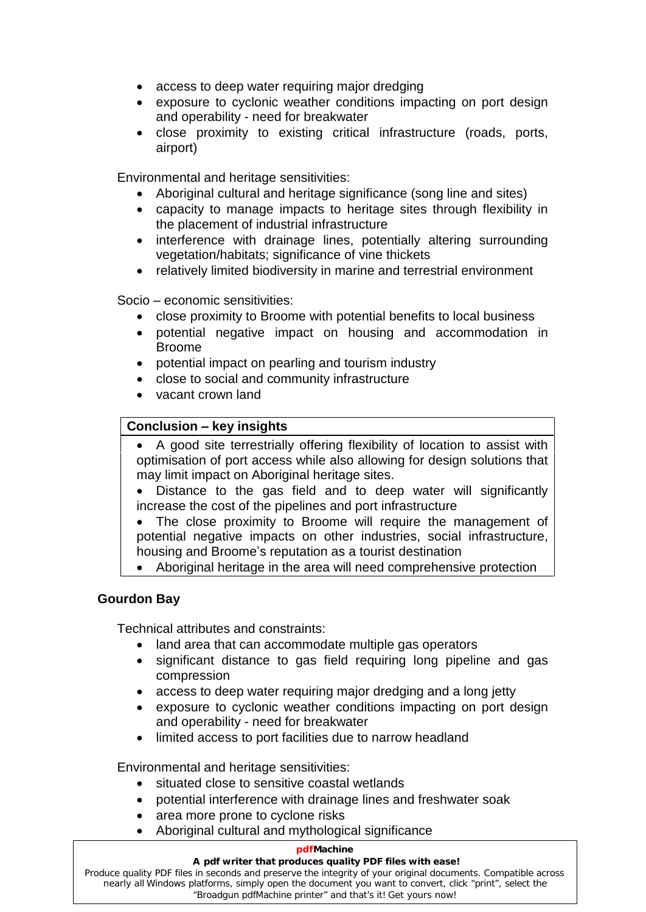- access to deep water requiring major dredging
- exposure to cyclonic weather conditions impacting on port design and operability - need for breakwater
- close proximity to existing critical infrastructure (roads, ports, airport)

Environmental and heritage sensitivities:

- Aboriginal cultural and heritage significance (song line and sites)
- capacity to manage impacts to heritage sites through flexibility in the placement of industrial infrastructure
- interference with drainage lines, potentially altering surrounding vegetation/habitats; significance of vine thickets
- relatively limited biodiversity in marine and terrestrial environment

Socio – economic sensitivities:

- close proximity to Broome with potential benefits to local business
- potential negative impact on housing and accommodation in Broome
- potential impact on pearling and tourism industry
- close to social and community infrastructure
- vacant crown land

| **Conclusion – key insights** |
|---|
| • A good site terrestrially offering flexibility of location to assist with optimisation of port access while also allowing for design solutions that may limit impact on Aboriginal heritage sites. • Distance to the gas field and to deep water will significantly increase the cost of the pipelines and port infrastructure • The close proximity to Broome will require the management of potential negative impacts on other industries, social infrastructure, housing and Broome's reputation as a tourist destination • Aboriginal heritage in the area will need comprehensive protection |

**Gourdon Bay**

Technical attributes and constraints:

- land area that can accommodate multiple gas operators
- significant distance to gas field requiring long pipeline and gas compression
- access to deep water requiring major dredging and a long jetty
- exposure to cyclonic weather conditions impacting on port design and operability - need for breakwater
- limited access to port facilities due to narrow headland

Environmental and heritage sensitivities:

- situated close to sensitive coastal wetlands
- potential interference with drainage lines and freshwater soak
- area more prone to cyclone risks
- Aboriginal cultural and mythological significance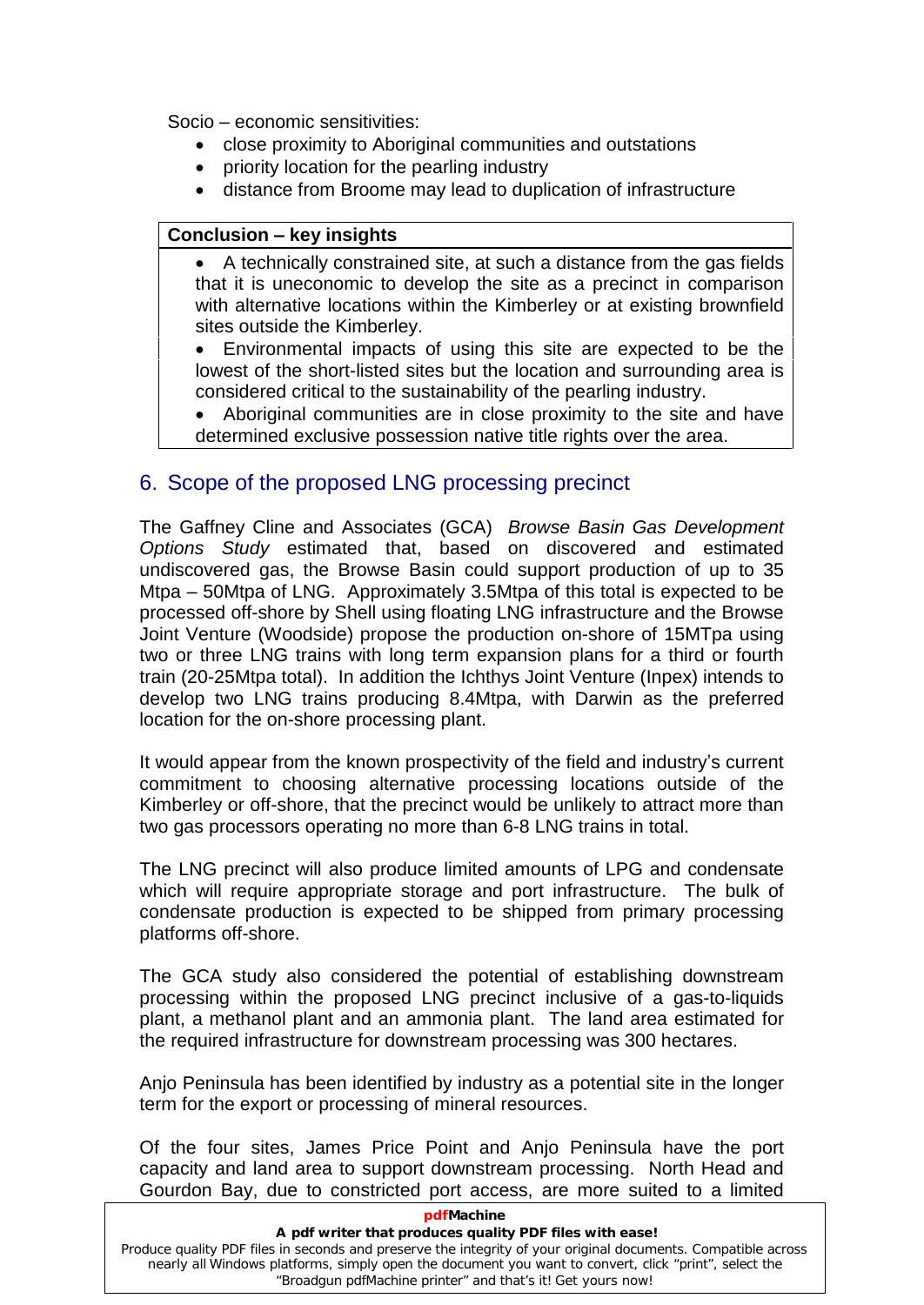Socio – economic sensitivities:

- close proximity to Aboriginal communities and outstations
- priority location for the pearling industry
- distance from Broome may lead to duplication of infrastructure

| **Conclusion – key insights** |
| --- |
| • A technically constrained site, at such a distance from the gas fields that it is uneconomic to develop the site as a precinct in comparison with alternative locations within the Kimberley or at existing brownfield sites outside the Kimberley.<br>• Environmental impacts of using this site are expected to be the lowest of the short-listed sites but the location and surrounding area is considered critical to the sustainability of the pearling industry.<br>• Aboriginal communities are in close proximity to the site and have determined exclusive possession native title rights over the area. |

## 6. Scope of the proposed LNG processing precinct

The Gaffney Cline and Associates (GCA) *Browse Basin Gas Development Options Study* estimated that, based on discovered and estimated undiscovered gas, the Browse Basin could support production of up to 35 Mtpa – 50Mtpa of LNG. Approximately 3.5Mtpa of this total is expected to be processed off-shore by Shell using floating LNG infrastructure and the Browse Joint Venture (Woodside) propose the production on-shore of 15MTpa using two or three LNG trains with long term expansion plans for a third or fourth train (20-25Mtpa total). In addition the Ichthys Joint Venture (Inpex) intends to develop two LNG trains producing 8.4Mtpa, with Darwin as the preferred location for the on-shore processing plant.

It would appear from the known prospectivity of the field and industry's current commitment to choosing alternative processing locations outside of the Kimberley or off-shore, that the precinct would be unlikely to attract more than two gas processors operating no more than 6-8 LNG trains in total.

The LNG precinct will also produce limited amounts of LPG and condensate which will require appropriate storage and port infrastructure. The bulk of condensate production is expected to be shipped from primary processing platforms off-shore.

The GCA study also considered the potential of establishing downstream processing within the proposed LNG precinct inclusive of a gas-to-liquids plant, a methanol plant and an ammonia plant. The land area estimated for the required infrastructure for downstream processing was 300 hectares.

Anjo Peninsula has been identified by industry as a potential site in the longer term for the export or processing of mineral resources.

Of the four sites, James Price Point and Anjo Peninsula have the port capacity and land area to support downstream processing. North Head and Gourdon Bay, due to constricted port access, are more suited to a limited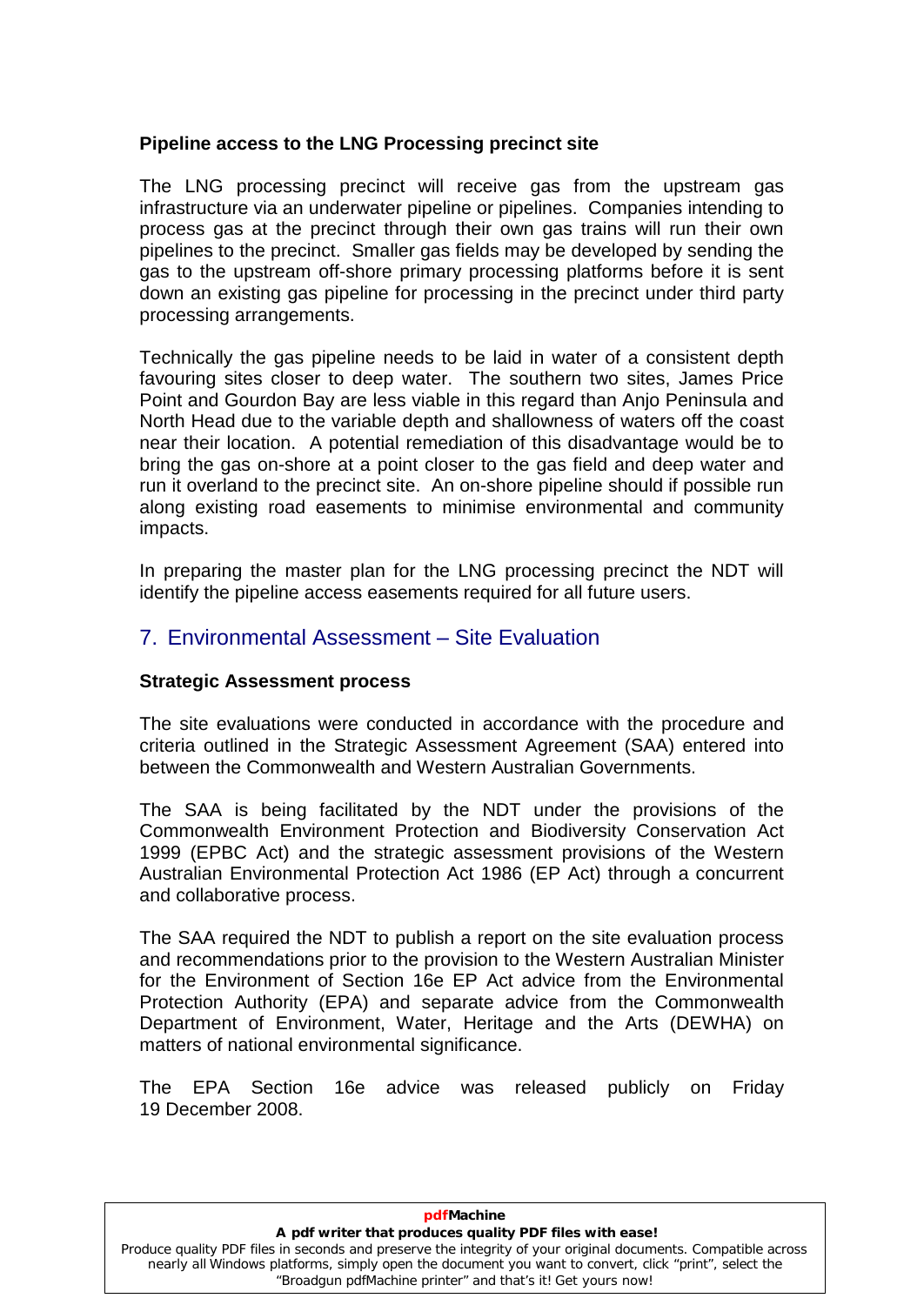**Pipeline access to the LNG Processing precinct site**

The LNG processing precinct will receive gas from the upstream gas infrastructure via an underwater pipeline or pipelines. Companies intending to process gas at the precinct through their own gas trains will run their own pipelines to the precinct. Smaller gas fields may be developed by sending the gas to the upstream off-shore primary processing platforms before it is sent down an existing gas pipeline for processing in the precinct under third party processing arrangements.

Technically the gas pipeline needs to be laid in water of a consistent depth favouring sites closer to deep water. The southern two sites, James Price Point and Gourdon Bay are less viable in this regard than Anjo Peninsula and North Head due to the variable depth and shallowness of waters off the coast near their location. A potential remediation of this disadvantage would be to bring the gas on-shore at a point closer to the gas field and deep water and run it overland to the precinct site. An on-shore pipeline should if possible run along existing road easements to minimise environmental and community impacts.

In preparing the master plan for the LNG processing precinct the NDT will identify the pipeline access easements required for all future users.

## 7. Environmental Assessment – Site Evaluation

**Strategic Assessment process**

The site evaluations were conducted in accordance with the procedure and criteria outlined in the Strategic Assessment Agreement (SAA) entered into between the Commonwealth and Western Australian Governments.

The SAA is being facilitated by the NDT under the provisions of the Commonwealth Environment Protection and Biodiversity Conservation Act 1999 (EPBC Act) and the strategic assessment provisions of the Western Australian Environmental Protection Act 1986 (EP Act) through a concurrent and collaborative process.

The SAA required the NDT to publish a report on the site evaluation process and recommendations prior to the provision to the Western Australian Minister for the Environment of Section 16e EP Act advice from the Environmental Protection Authority (EPA) and separate advice from the Commonwealth Department of Environment, Water, Heritage and the Arts (DEWHA) on matters of national environmental significance.

The EPA Section 16e advice was released publicly on Friday 19 December 2008.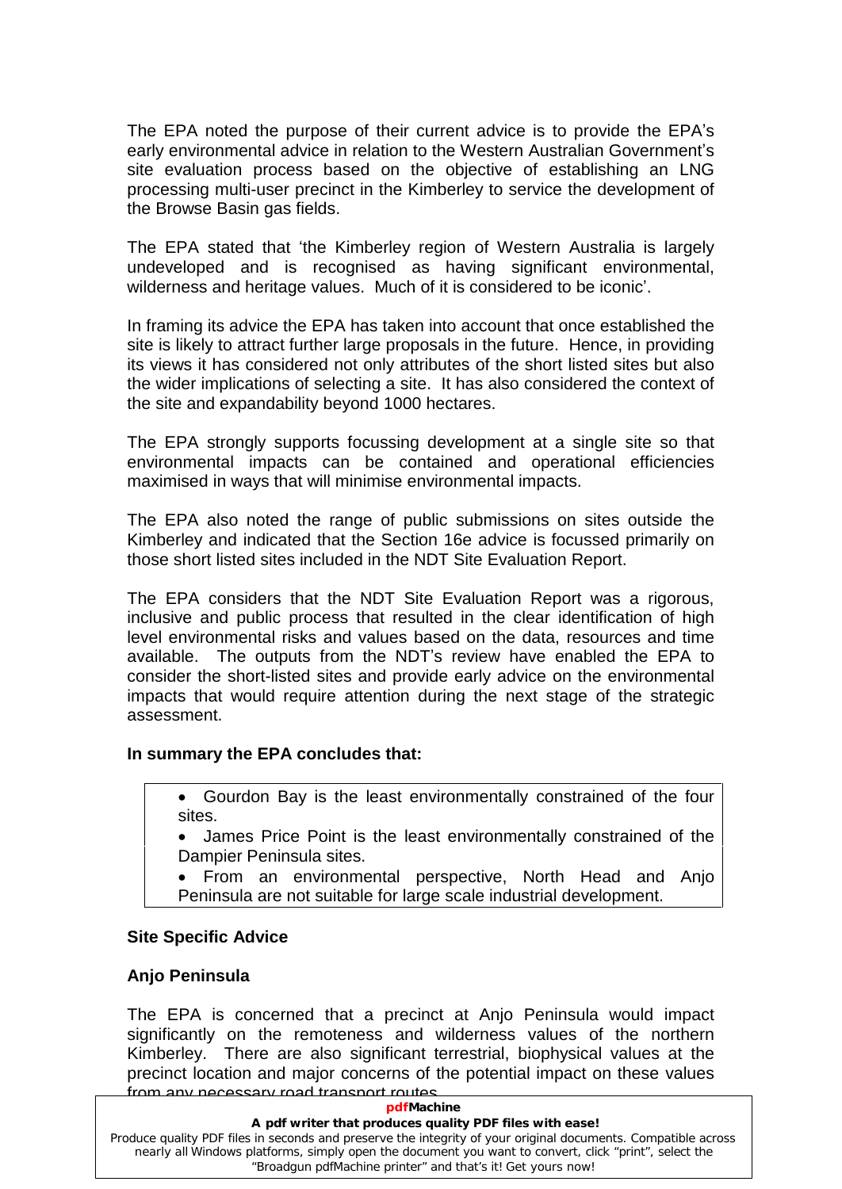The EPA noted the purpose of their current advice is to provide the EPA's early environmental advice in relation to the Western Australian Government's site evaluation process based on the objective of establishing an LNG processing multi-user precinct in the Kimberley to service the development of the Browse Basin gas fields.

The EPA stated that 'the Kimberley region of Western Australia is largely undeveloped and is recognised as having significant environmental, wilderness and heritage values. Much of it is considered to be iconic'.

In framing its advice the EPA has taken into account that once established the site is likely to attract further large proposals in the future. Hence, in providing its views it has considered not only attributes of the short listed sites but also the wider implications of selecting a site. It has also considered the context of the site and expandability beyond 1000 hectares.

The EPA strongly supports focussing development at a single site so that environmental impacts can be contained and operational efficiencies maximised in ways that will minimise environmental impacts.

The EPA also noted the range of public submissions on sites outside the Kimberley and indicated that the Section 16e advice is focussed primarily on those short listed sites included in the NDT Site Evaluation Report.

The EPA considers that the NDT Site Evaluation Report was a rigorous, inclusive and public process that resulted in the clear identification of high level environmental risks and values based on the data, resources and time available. The outputs from the NDT's review have enabled the EPA to consider the short-listed sites and provide early advice on the environmental impacts that would require attention during the next stage of the strategic assessment.

**In summary the EPA concludes that:**

- Gourdon Bay is the least environmentally constrained of the four sites.
- James Price Point is the least environmentally constrained of the Dampier Peninsula sites.
- From an environmental perspective, North Head and Anjo Peninsula are not suitable for large scale industrial development.

**Site Specific Advice**

**Anjo Peninsula**

The EPA is concerned that a precinct at Anjo Peninsula would impact significantly on the remoteness and wilderness values of the northern Kimberley. There are also significant terrestrial, biophysical values at the precinct location and major concerns of the potential impact on these values from any necessary road transport routes.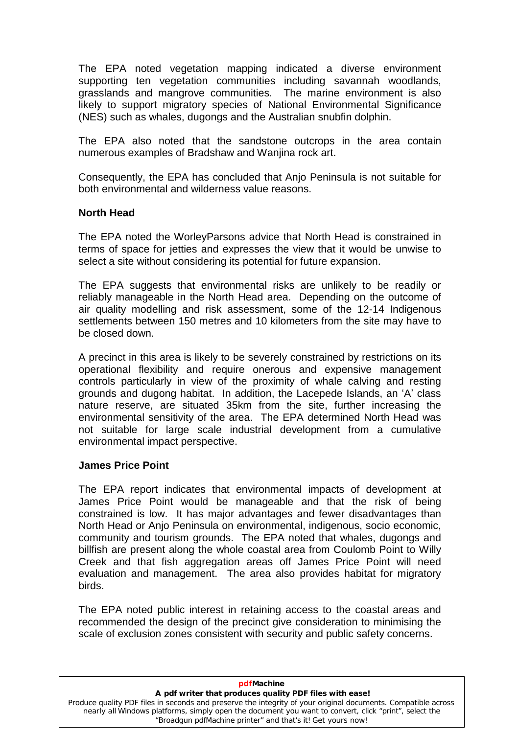The EPA noted vegetation mapping indicated a diverse environment supporting ten vegetation communities including savannah woodlands, grasslands and mangrove communities. The marine environment is also likely to support migratory species of National Environmental Significance (NES) such as whales, dugongs and the Australian snubfin dolphin.

The EPA also noted that the sandstone outcrops in the area contain numerous examples of Bradshaw and Wanjina rock art.

Consequently, the EPA has concluded that Anjo Peninsula is not suitable for both environmental and wilderness value reasons.

**North Head**

The EPA noted the WorleyParsons advice that North Head is constrained in terms of space for jetties and expresses the view that it would be unwise to select a site without considering its potential for future expansion.

The EPA suggests that environmental risks are unlikely to be readily or reliably manageable in the North Head area. Depending on the outcome of air quality modelling and risk assessment, some of the 12-14 Indigenous settlements between 150 metres and 10 kilometers from the site may have to be closed down.

A precinct in this area is likely to be severely constrained by restrictions on its operational flexibility and require onerous and expensive management controls particularly in view of the proximity of whale calving and resting grounds and dugong habitat. In addition, the Lacepede Islands, an 'A' class nature reserve, are situated 35km from the site, further increasing the environmental sensitivity of the area. The EPA determined North Head was not suitable for large scale industrial development from a cumulative environmental impact perspective.

**James Price Point**

The EPA report indicates that environmental impacts of development at James Price Point would be manageable and that the risk of being constrained is low. It has major advantages and fewer disadvantages than North Head or Anjo Peninsula on environmental, indigenous, socio economic, community and tourism grounds. The EPA noted that whales, dugongs and billfish are present along the whole coastal area from Coulomb Point to Willy Creek and that fish aggregation areas off James Price Point will need evaluation and management. The area also provides habitat for migratory birds.

The EPA noted public interest in retaining access to the coastal areas and recommended the design of the precinct give consideration to minimising the scale of exclusion zones consistent with security and public safety concerns.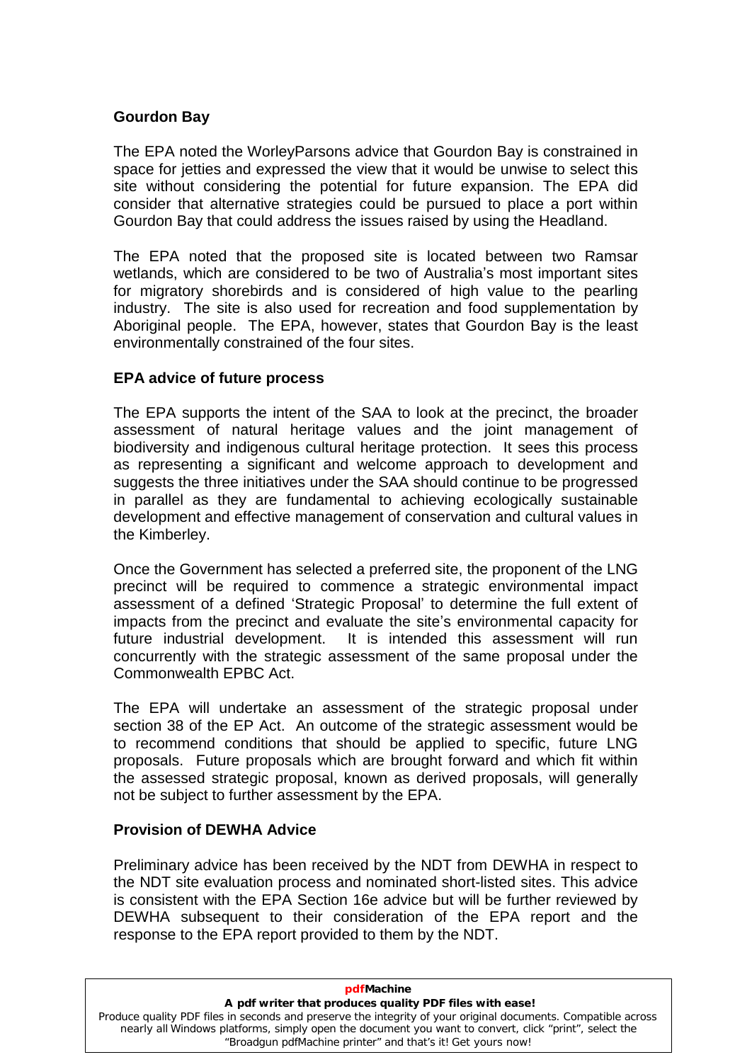**Gourdon Bay**

The EPA noted the WorleyParsons advice that Gourdon Bay is constrained in space for jetties and expressed the view that it would be unwise to select this site without considering the potential for future expansion. The EPA did consider that alternative strategies could be pursued to place a port within Gourdon Bay that could address the issues raised by using the Headland.

The EPA noted that the proposed site is located between two Ramsar wetlands, which are considered to be two of Australia's most important sites for migratory shorebirds and is considered of high value to the pearling industry. The site is also used for recreation and food supplementation by Aboriginal people. The EPA, however, states that Gourdon Bay is the least environmentally constrained of the four sites.

**EPA advice of future process**

The EPA supports the intent of the SAA to look at the precinct, the broader assessment of natural heritage values and the joint management of biodiversity and indigenous cultural heritage protection. It sees this process as representing a significant and welcome approach to development and suggests the three initiatives under the SAA should continue to be progressed in parallel as they are fundamental to achieving ecologically sustainable development and effective management of conservation and cultural values in the Kimberley.

Once the Government has selected a preferred site, the proponent of the LNG precinct will be required to commence a strategic environmental impact assessment of a defined 'Strategic Proposal' to determine the full extent of impacts from the precinct and evaluate the site's environmental capacity for future industrial development. It is intended this assessment will run concurrently with the strategic assessment of the same proposal under the Commonwealth EPBC Act.

The EPA will undertake an assessment of the strategic proposal under section 38 of the EP Act. An outcome of the strategic assessment would be to recommend conditions that should be applied to specific, future LNG proposals. Future proposals which are brought forward and which fit within the assessed strategic proposal, known as derived proposals, will generally not be subject to further assessment by the EPA.

**Provision of DEWHA Advice**

Preliminary advice has been received by the NDT from DEWHA in respect to the NDT site evaluation process and nominated short-listed sites. This advice is consistent with the EPA Section 16e advice but will be further reviewed by DEWHA subsequent to their consideration of the EPA report and the response to the EPA report provided to them by the NDT.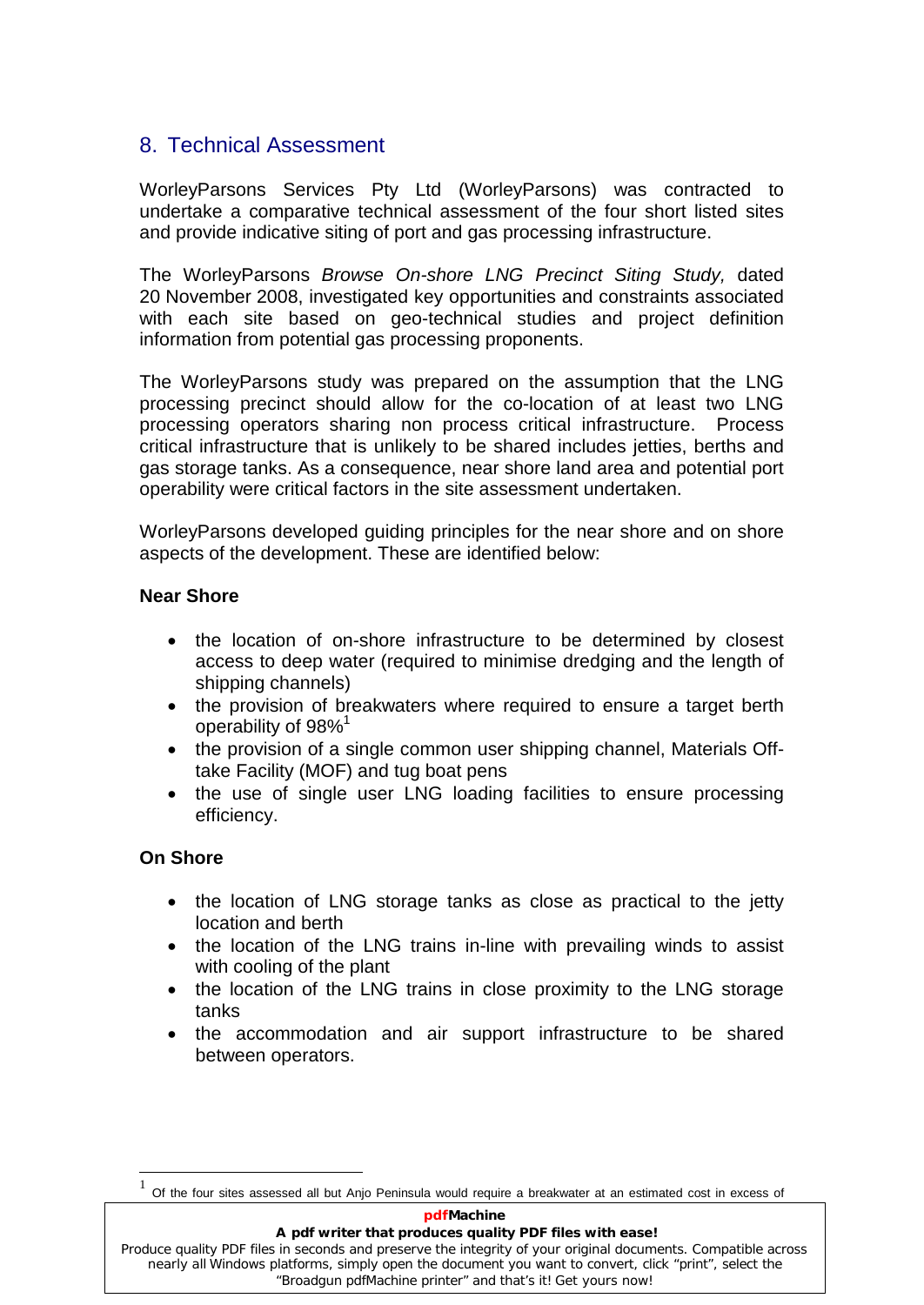## 8. Technical Assessment

WorleyParsons Services Pty Ltd (WorleyParsons) was contracted to undertake a comparative technical assessment of the four short listed sites and provide indicative siting of port and gas processing infrastructure.

The WorleyParsons *Browse On-shore LNG Precinct Siting Study,* dated 20 November 2008, investigated key opportunities and constraints associated with each site based on geo-technical studies and project definition information from potential gas processing proponents.

The WorleyParsons study was prepared on the assumption that the LNG processing precinct should allow for the co-location of at least two LNG processing operators sharing non process critical infrastructure. Process critical infrastructure that is unlikely to be shared includes jetties, berths and gas storage tanks. As a consequence, near shore land area and potential port operability were critical factors in the site assessment undertaken.

WorleyParsons developed guiding principles for the near shore and on shore aspects of the development. These are identified below:

**Near Shore**

- the location of on-shore infrastructure to be determined by closest access to deep water (required to minimise dredging and the length of shipping channels)
- the provision of breakwaters where required to ensure a target berth operability of 98%[1]
- the provision of a single common user shipping channel, Materials Off-take Facility (MOF) and tug boat pens
- the use of single user LNG loading facilities to ensure processing efficiency.

**On Shore**

- the location of LNG storage tanks as close as practical to the jetty location and berth
- the location of the LNG trains in-line with prevailing winds to assist with cooling of the plant
- the location of the LNG trains in close proximity to the LNG storage tanks
- the accommodation and air support infrastructure to be shared between operators.

[1] Of the four sites assessed all but Anjo Peninsula would require a breakwater at an estimated cost in excess of

**pdfMachine**
**A pdf writer that produces quality PDF files with ease!**
Produce quality PDF files in seconds and preserve the integrity of your original documents. Compatible across nearly all Windows platforms, simply open the document you want to convert, click "print", select the "Broadgun pdfMachine printer" and that's it! Get yours now!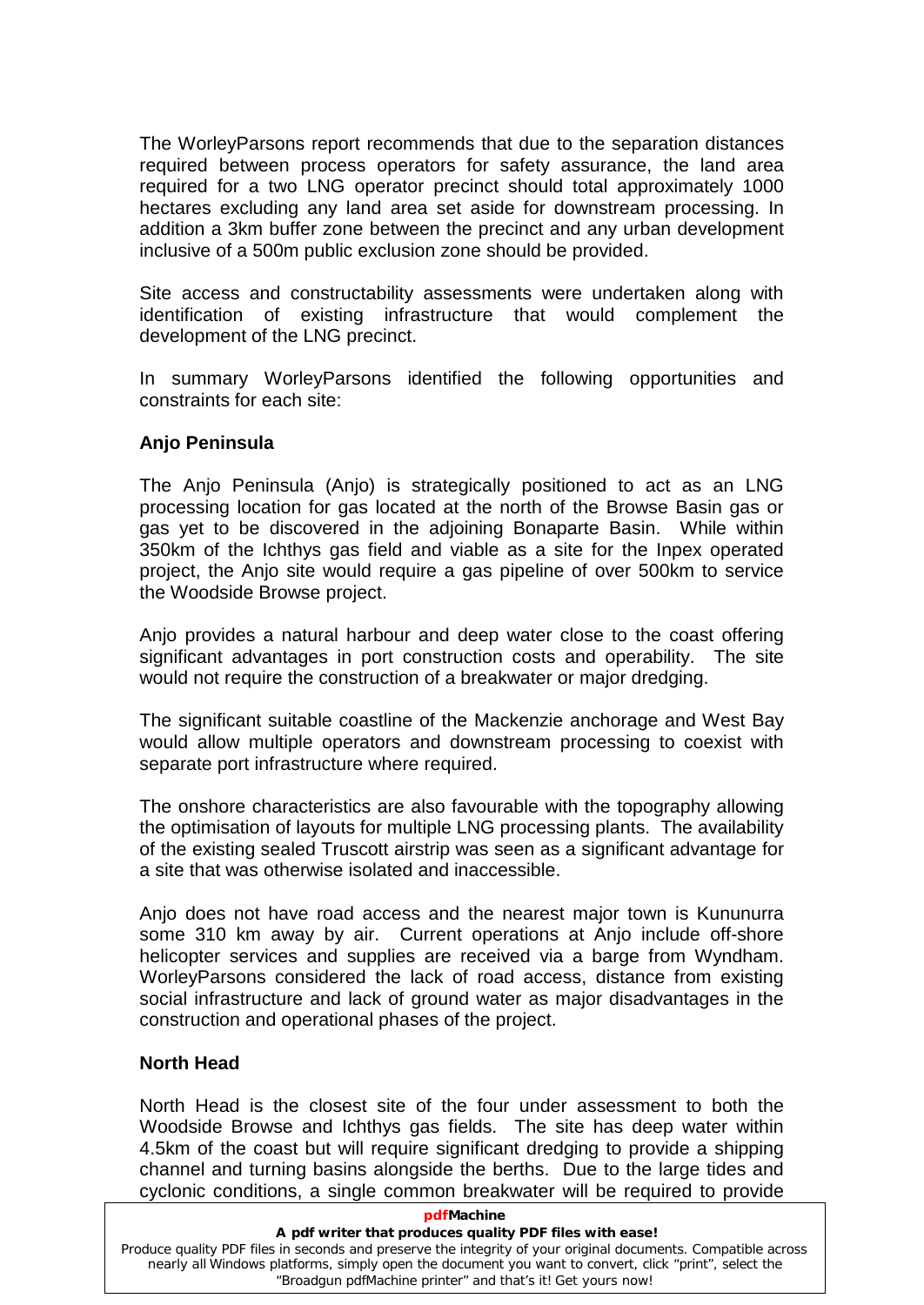The WorleyParsons report recommends that due to the separation distances required between process operators for safety assurance, the land area required for a two LNG operator precinct should total approximately 1000 hectares excluding any land area set aside for downstream processing. In addition a 3km buffer zone between the precinct and any urban development inclusive of a 500m public exclusion zone should be provided.

Site access and constructability assessments were undertaken along with identification of existing infrastructure that would complement the development of the LNG precinct.

In summary WorleyParsons identified the following opportunities and constraints for each site:

**Anjo Peninsula**

The Anjo Peninsula (Anjo) is strategically positioned to act as an LNG processing location for gas located at the north of the Browse Basin gas or gas yet to be discovered in the adjoining Bonaparte Basin. While within 350km of the Ichthys gas field and viable as a site for the Inpex operated project, the Anjo site would require a gas pipeline of over 500km to service the Woodside Browse project.

Anjo provides a natural harbour and deep water close to the coast offering significant advantages in port construction costs and operability. The site would not require the construction of a breakwater or major dredging.

The significant suitable coastline of the Mackenzie anchorage and West Bay would allow multiple operators and downstream processing to coexist with separate port infrastructure where required.

The onshore characteristics are also favourable with the topography allowing the optimisation of layouts for multiple LNG processing plants. The availability of the existing sealed Truscott airstrip was seen as a significant advantage for a site that was otherwise isolated and inaccessible.

Anjo does not have road access and the nearest major town is Kununurra some 310 km away by air. Current operations at Anjo include off-shore helicopter services and supplies are received via a barge from Wyndham. WorleyParsons considered the lack of road access, distance from existing social infrastructure and lack of ground water as major disadvantages in the construction and operational phases of the project.

**North Head**

North Head is the closest site of the four under assessment to both the Woodside Browse and Ichthys gas fields. The site has deep water within 4.5km of the coast but will require significant dredging to provide a shipping channel and turning basins alongside the berths. Due to the large tides and cyclonic conditions, a single common breakwater will be required to provide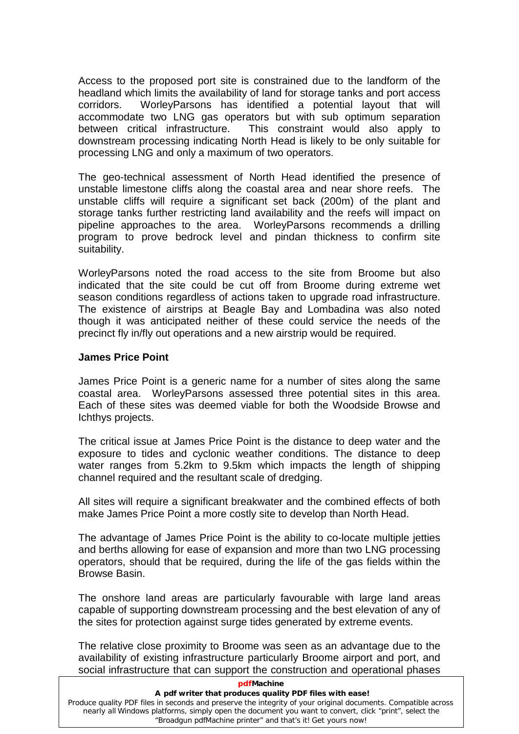Access to the proposed port site is constrained due to the landform of the headland which limits the availability of land for storage tanks and port access corridors. WorleyParsons has identified a potential layout that will accommodate two LNG gas operators but with sub optimum separation between critical infrastructure. This constraint would also apply to downstream processing indicating North Head is likely to be only suitable for processing LNG and only a maximum of two operators.

The geo-technical assessment of North Head identified the presence of unstable limestone cliffs along the coastal area and near shore reefs. The unstable cliffs will require a significant set back (200m) of the plant and storage tanks further restricting land availability and the reefs will impact on pipeline approaches to the area. WorleyParsons recommends a drilling program to prove bedrock level and pindan thickness to confirm site suitability.

WorleyParsons noted the road access to the site from Broome but also indicated that the site could be cut off from Broome during extreme wet season conditions regardless of actions taken to upgrade road infrastructure. The existence of airstrips at Beagle Bay and Lombadina was also noted though it was anticipated neither of these could service the needs of the precinct fly in/fly out operations and a new airstrip would be required.

**James Price Point**

James Price Point is a generic name for a number of sites along the same coastal area. WorleyParsons assessed three potential sites in this area. Each of these sites was deemed viable for both the Woodside Browse and Ichthys projects.

The critical issue at James Price Point is the distance to deep water and the exposure to tides and cyclonic weather conditions. The distance to deep water ranges from 5.2km to 9.5km which impacts the length of shipping channel required and the resultant scale of dredging.

All sites will require a significant breakwater and the combined effects of both make James Price Point a more costly site to develop than North Head.

The advantage of James Price Point is the ability to co-locate multiple jetties and berths allowing for ease of expansion and more than two LNG processing operators, should that be required, during the life of the gas fields within the Browse Basin.

The onshore land areas are particularly favourable with large land areas capable of supporting downstream processing and the best elevation of any of the sites for protection against surge tides generated by extreme events.

The relative close proximity to Broome was seen as an advantage due to the availability of existing infrastructure particularly Broome airport and port, and social infrastructure that can support the construction and operational phases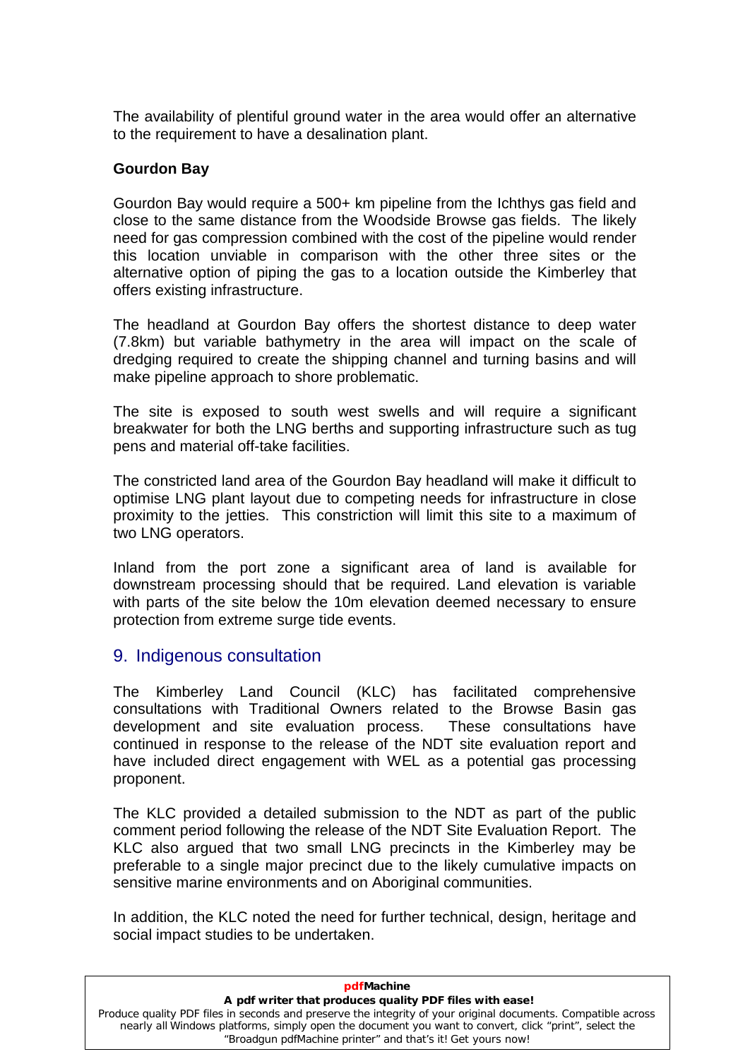The availability of plentiful ground water in the area would offer an alternative to the requirement to have a desalination plant.

**Gourdon Bay**

Gourdon Bay would require a 500+ km pipeline from the Ichthys gas field and close to the same distance from the Woodside Browse gas fields. The likely need for gas compression combined with the cost of the pipeline would render this location unviable in comparison with the other three sites or the alternative option of piping the gas to a location outside the Kimberley that offers existing infrastructure.

The headland at Gourdon Bay offers the shortest distance to deep water (7.8km) but variable bathymetry in the area will impact on the scale of dredging required to create the shipping channel and turning basins and will make pipeline approach to shore problematic.

The site is exposed to south west swells and will require a significant breakwater for both the LNG berths and supporting infrastructure such as tug pens and material off-take facilities.

The constricted land area of the Gourdon Bay headland will make it difficult to optimise LNG plant layout due to competing needs for infrastructure in close proximity to the jetties. This constriction will limit this site to a maximum of two LNG operators.

Inland from the port zone a significant area of land is available for downstream processing should that be required. Land elevation is variable with parts of the site below the 10m elevation deemed necessary to ensure protection from extreme surge tide events.

## 9. Indigenous consultation

The Kimberley Land Council (KLC) has facilitated comprehensive consultations with Traditional Owners related to the Browse Basin gas development and site evaluation process. These consultations have continued in response to the release of the NDT site evaluation report and have included direct engagement with WEL as a potential gas processing proponent.

The KLC provided a detailed submission to the NDT as part of the public comment period following the release of the NDT Site Evaluation Report. The KLC also argued that two small LNG precincts in the Kimberley may be preferable to a single major precinct due to the likely cumulative impacts on sensitive marine environments and on Aboriginal communities.

In addition, the KLC noted the need for further technical, design, heritage and social impact studies to be undertaken.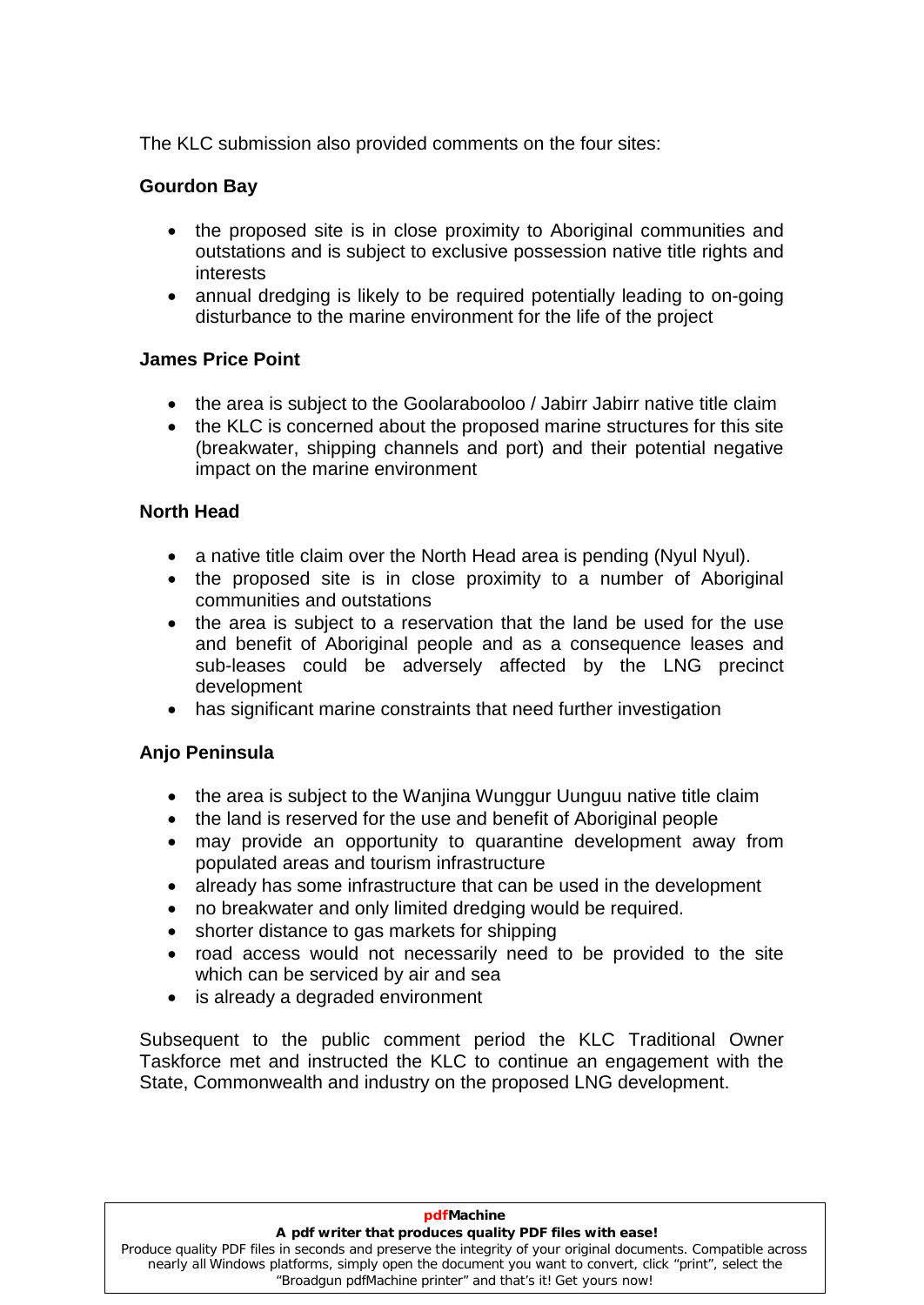The KLC submission also provided comments on the four sites:

**Gourdon Bay**

- the proposed site is in close proximity to Aboriginal communities and outstations and is subject to exclusive possession native title rights and interests
- annual dredging is likely to be required potentially leading to on-going disturbance to the marine environment for the life of the project

**James Price Point**

- the area is subject to the Goolarabooloo / Jabirr Jabirr native title claim
- the KLC is concerned about the proposed marine structures for this site (breakwater, shipping channels and port) and their potential negative impact on the marine environment

**North Head**

- a native title claim over the North Head area is pending (Nyul Nyul).
- the proposed site is in close proximity to a number of Aboriginal communities and outstations
- the area is subject to a reservation that the land be used for the use and benefit of Aboriginal people and as a consequence leases and sub-leases could be adversely affected by the LNG precinct development
- has significant marine constraints that need further investigation

**Anjo Peninsula**

- the area is subject to the Wanjina Wunggur Uunguu native title claim
- the land is reserved for the use and benefit of Aboriginal people
- may provide an opportunity to quarantine development away from populated areas and tourism infrastructure
- already has some infrastructure that can be used in the development
- no breakwater and only limited dredging would be required.
- shorter distance to gas markets for shipping
- road access would not necessarily need to be provided to the site which can be serviced by air and sea
- is already a degraded environment

Subsequent to the public comment period the KLC Traditional Owner Taskforce met and instructed the KLC to continue an engagement with the State, Commonwealth and industry on the proposed LNG development.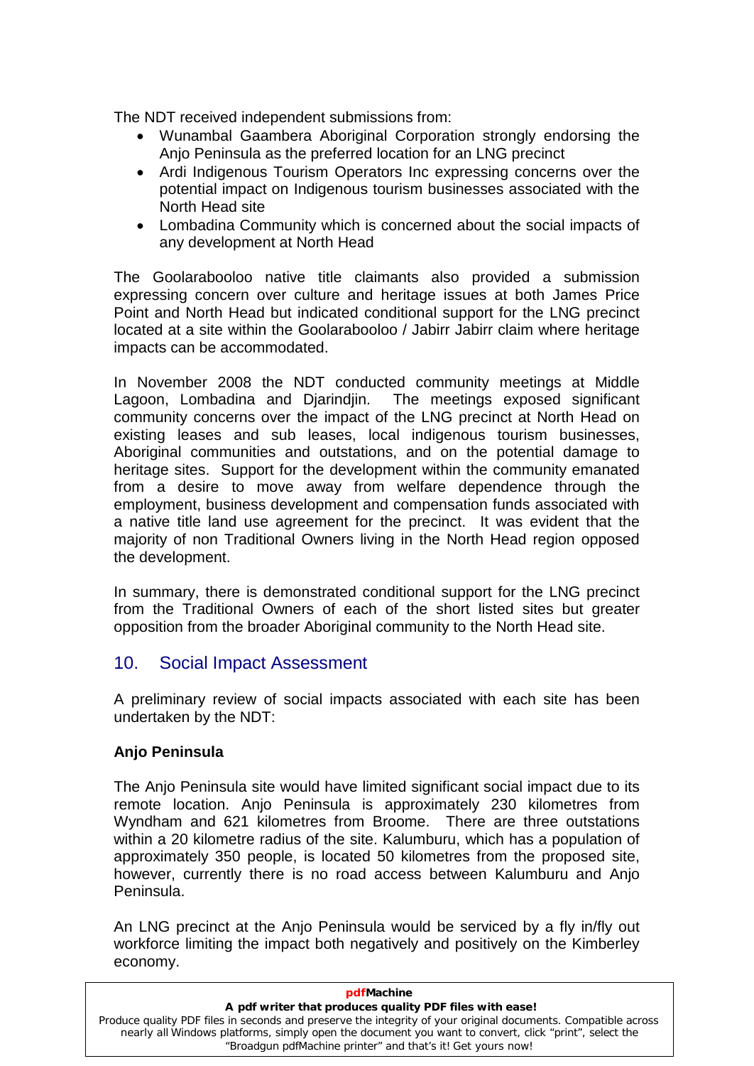The NDT received independent submissions from:

- Wunambal Gaambera Aboriginal Corporation strongly endorsing the Anjo Peninsula as the preferred location for an LNG precinct
- Ardi Indigenous Tourism Operators Inc expressing concerns over the potential impact on Indigenous tourism businesses associated with the North Head site
- Lombadina Community which is concerned about the social impacts of any development at North Head

The Goolarabooloo native title claimants also provided a submission expressing concern over culture and heritage issues at both James Price Point and North Head but indicated conditional support for the LNG precinct located at a site within the Goolarabooloo / Jabirr Jabirr claim where heritage impacts can be accommodated.

In November 2008 the NDT conducted community meetings at Middle Lagoon, Lombadina and Djarindjin. The meetings exposed significant community concerns over the impact of the LNG precinct at North Head on existing leases and sub leases, local indigenous tourism businesses, Aboriginal communities and outstations, and on the potential damage to heritage sites. Support for the development within the community emanated from a desire to move away from welfare dependence through the employment, business development and compensation funds associated with a native title land use agreement for the precinct. It was evident that the majority of non Traditional Owners living in the North Head region opposed the development.

In summary, there is demonstrated conditional support for the LNG precinct from the Traditional Owners of each of the short listed sites but greater opposition from the broader Aboriginal community to the North Head site.

## 10. Social Impact Assessment

A preliminary review of social impacts associated with each site has been undertaken by the NDT:

**Anjo Peninsula**

The Anjo Peninsula site would have limited significant social impact due to its remote location. Anjo Peninsula is approximately 230 kilometres from Wyndham and 621 kilometres from Broome. There are three outstations within a 20 kilometre radius of the site. Kalumburu, which has a population of approximately 350 people, is located 50 kilometres from the proposed site, however, currently there is no road access between Kalumburu and Anjo Peninsula.

An LNG precinct at the Anjo Peninsula would be serviced by a fly in/fly out workforce limiting the impact both negatively and positively on the Kimberley economy.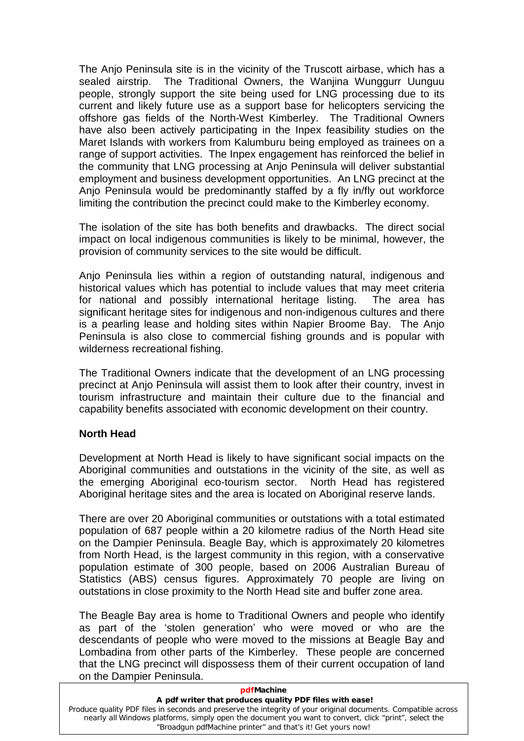The Anjo Peninsula site is in the vicinity of the Truscott airbase, which has a sealed airstrip. The Traditional Owners, the Wanjina Wunggurr Uunguu people, strongly support the site being used for LNG processing due to its current and likely future use as a support base for helicopters servicing the offshore gas fields of the North-West Kimberley. The Traditional Owners have also been actively participating in the Inpex feasibility studies on the Maret Islands with workers from Kalumburu being employed as trainees on a range of support activities. The Inpex engagement has reinforced the belief in the community that LNG processing at Anjo Peninsula will deliver substantial employment and business development opportunities. An LNG precinct at the Anjo Peninsula would be predominantly staffed by a fly in/fly out workforce limiting the contribution the precinct could make to the Kimberley economy.

The isolation of the site has both benefits and drawbacks. The direct social impact on local indigenous communities is likely to be minimal, however, the provision of community services to the site would be difficult.

Anjo Peninsula lies within a region of outstanding natural, indigenous and historical values which has potential to include values that may meet criteria for national and possibly international heritage listing. The area has significant heritage sites for indigenous and non-indigenous cultures and there is a pearling lease and holding sites within Napier Broome Bay. The Anjo Peninsula is also close to commercial fishing grounds and is popular with wilderness recreational fishing.

The Traditional Owners indicate that the development of an LNG processing precinct at Anjo Peninsula will assist them to look after their country, invest in tourism infrastructure and maintain their culture due to the financial and capability benefits associated with economic development on their country.

**North Head**

Development at North Head is likely to have significant social impacts on the Aboriginal communities and outstations in the vicinity of the site, as well as the emerging Aboriginal eco-tourism sector. North Head has registered Aboriginal heritage sites and the area is located on Aboriginal reserve lands.

There are over 20 Aboriginal communities or outstations with a total estimated population of 687 people within a 20 kilometre radius of the North Head site on the Dampier Peninsula. Beagle Bay, which is approximately 20 kilometres from North Head, is the largest community in this region, with a conservative population estimate of 300 people, based on 2006 Australian Bureau of Statistics (ABS) census figures. Approximately 70 people are living on outstations in close proximity to the North Head site and buffer zone area.

The Beagle Bay area is home to Traditional Owners and people who identify as part of the 'stolen generation' who were moved or who are the descendants of people who were moved to the missions at Beagle Bay and Lombadina from other parts of the Kimberley. These people are concerned that the LNG precinct will dispossess them of their current occupation of land on the Dampier Peninsula.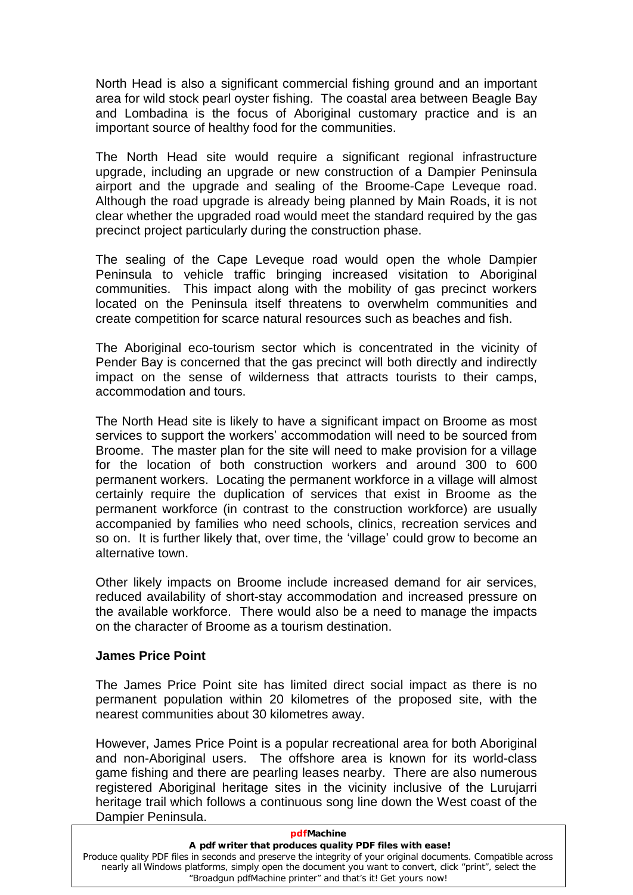North Head is also a significant commercial fishing ground and an important area for wild stock pearl oyster fishing. The coastal area between Beagle Bay and Lombadina is the focus of Aboriginal customary practice and is an important source of healthy food for the communities.

The North Head site would require a significant regional infrastructure upgrade, including an upgrade or new construction of a Dampier Peninsula airport and the upgrade and sealing of the Broome-Cape Leveque road. Although the road upgrade is already being planned by Main Roads, it is not clear whether the upgraded road would meet the standard required by the gas precinct project particularly during the construction phase.

The sealing of the Cape Leveque road would open the whole Dampier Peninsula to vehicle traffic bringing increased visitation to Aboriginal communities. This impact along with the mobility of gas precinct workers located on the Peninsula itself threatens to overwhelm communities and create competition for scarce natural resources such as beaches and fish.

The Aboriginal eco-tourism sector which is concentrated in the vicinity of Pender Bay is concerned that the gas precinct will both directly and indirectly impact on the sense of wilderness that attracts tourists to their camps, accommodation and tours.

The North Head site is likely to have a significant impact on Broome as most services to support the workers' accommodation will need to be sourced from Broome. The master plan for the site will need to make provision for a village for the location of both construction workers and around 300 to 600 permanent workers. Locating the permanent workforce in a village will almost certainly require the duplication of services that exist in Broome as the permanent workforce (in contrast to the construction workforce) are usually accompanied by families who need schools, clinics, recreation services and so on. It is further likely that, over time, the 'village' could grow to become an alternative town.

Other likely impacts on Broome include increased demand for air services, reduced availability of short-stay accommodation and increased pressure on the available workforce. There would also be a need to manage the impacts on the character of Broome as a tourism destination.

**James Price Point**

The James Price Point site has limited direct social impact as there is no permanent population within 20 kilometres of the proposed site, with the nearest communities about 30 kilometres away.

However, James Price Point is a popular recreational area for both Aboriginal and non-Aboriginal users. The offshore area is known for its world-class game fishing and there are pearling leases nearby. There are also numerous registered Aboriginal heritage sites in the vicinity inclusive of the Lurujarri heritage trail which follows a continuous song line down the West coast of the Dampier Peninsula.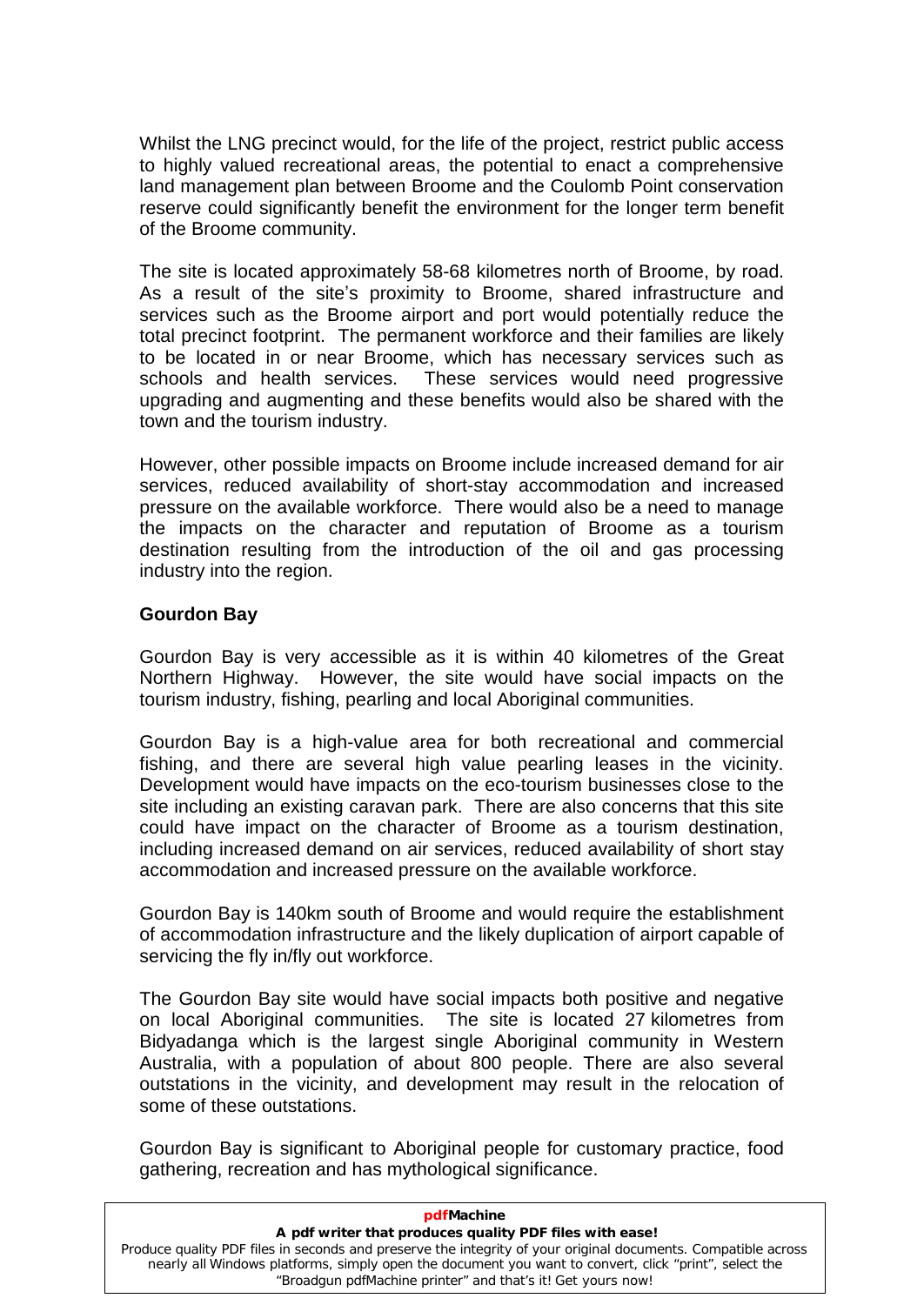Whilst the LNG precinct would, for the life of the project, restrict public access to highly valued recreational areas, the potential to enact a comprehensive land management plan between Broome and the Coulomb Point conservation reserve could significantly benefit the environment for the longer term benefit of the Broome community.

The site is located approximately 58-68 kilometres north of Broome, by road. As a result of the site's proximity to Broome, shared infrastructure and services such as the Broome airport and port would potentially reduce the total precinct footprint. The permanent workforce and their families are likely to be located in or near Broome, which has necessary services such as schools and health services. These services would need progressive upgrading and augmenting and these benefits would also be shared with the town and the tourism industry.

However, other possible impacts on Broome include increased demand for air services, reduced availability of short-stay accommodation and increased pressure on the available workforce. There would also be a need to manage the impacts on the character and reputation of Broome as a tourism destination resulting from the introduction of the oil and gas processing industry into the region.

**Gourdon Bay**

Gourdon Bay is very accessible as it is within 40 kilometres of the Great Northern Highway. However, the site would have social impacts on the tourism industry, fishing, pearling and local Aboriginal communities.

Gourdon Bay is a high-value area for both recreational and commercial fishing, and there are several high value pearling leases in the vicinity. Development would have impacts on the eco-tourism businesses close to the site including an existing caravan park. There are also concerns that this site could have impact on the character of Broome as a tourism destination, including increased demand on air services, reduced availability of short stay accommodation and increased pressure on the available workforce.

Gourdon Bay is 140km south of Broome and would require the establishment of accommodation infrastructure and the likely duplication of airport capable of servicing the fly in/fly out workforce.

The Gourdon Bay site would have social impacts both positive and negative on local Aboriginal communities. The site is located 27 kilometres from Bidyadanga which is the largest single Aboriginal community in Western Australia, with a population of about 800 people. There are also several outstations in the vicinity, and development may result in the relocation of some of these outstations.

Gourdon Bay is significant to Aboriginal people for customary practice, food gathering, recreation and has mythological significance.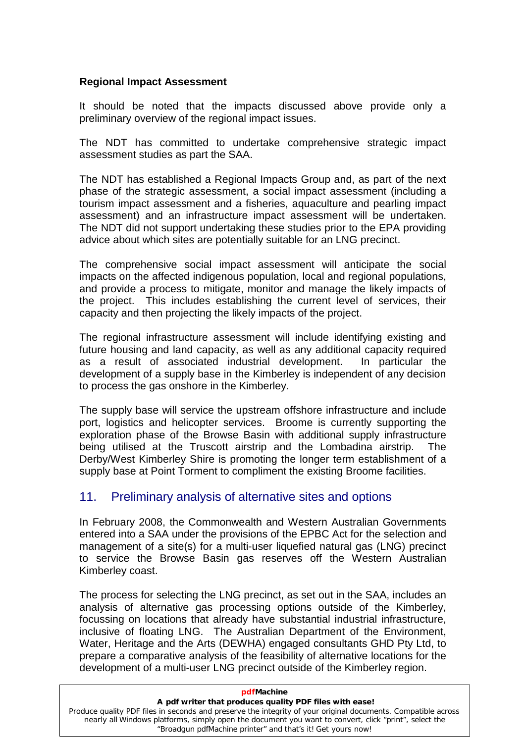**Regional Impact Assessment**

It should be noted that the impacts discussed above provide only a preliminary overview of the regional impact issues.

The NDT has committed to undertake comprehensive strategic impact assessment studies as part the SAA.

The NDT has established a Regional Impacts Group and, as part of the next phase of the strategic assessment, a social impact assessment (including a tourism impact assessment and a fisheries, aquaculture and pearling impact assessment) and an infrastructure impact assessment will be undertaken. The NDT did not support undertaking these studies prior to the EPA providing advice about which sites are potentially suitable for an LNG precinct.

The comprehensive social impact assessment will anticipate the social impacts on the affected indigenous population, local and regional populations, and provide a process to mitigate, monitor and manage the likely impacts of the project. This includes establishing the current level of services, their capacity and then projecting the likely impacts of the project.

The regional infrastructure assessment will include identifying existing and future housing and land capacity, as well as any additional capacity required as a result of associated industrial development. In particular the development of a supply base in the Kimberley is independent of any decision to process the gas onshore in the Kimberley.

The supply base will service the upstream offshore infrastructure and include port, logistics and helicopter services. Broome is currently supporting the exploration phase of the Browse Basin with additional supply infrastructure being utilised at the Truscott airstrip and the Lombadina airstrip. The Derby/West Kimberley Shire is promoting the longer term establishment of a supply base at Point Torment to compliment the existing Broome facilities.

## 11. Preliminary analysis of alternative sites and options

In February 2008, the Commonwealth and Western Australian Governments entered into a SAA under the provisions of the EPBC Act for the selection and management of a site(s) for a multi-user liquefied natural gas (LNG) precinct to service the Browse Basin gas reserves off the Western Australian Kimberley coast.

The process for selecting the LNG precinct, as set out in the SAA, includes an analysis of alternative gas processing options outside of the Kimberley, focussing on locations that already have substantial industrial infrastructure, inclusive of floating LNG. The Australian Department of the Environment, Water, Heritage and the Arts (DEWHA) engaged consultants GHD Pty Ltd, to prepare a comparative analysis of the feasibility of alternative locations for the development of a multi-user LNG precinct outside of the Kimberley region.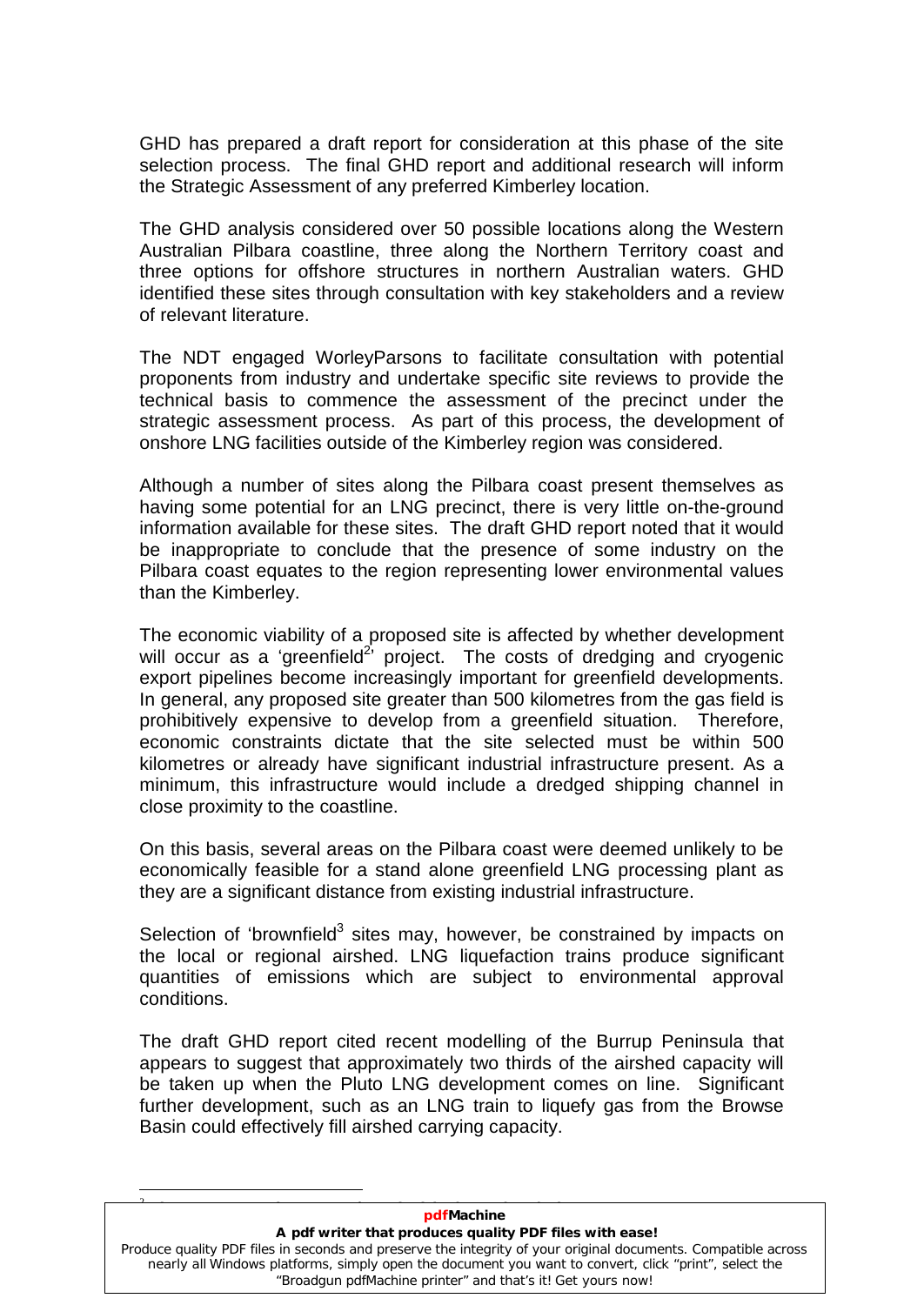GHD has prepared a draft report for consideration at this phase of the site selection process. The final GHD report and additional research will inform the Strategic Assessment of any preferred Kimberley location.

The GHD analysis considered over 50 possible locations along the Western Australian Pilbara coastline, three along the Northern Territory coast and three options for offshore structures in northern Australian waters. GHD identified these sites through consultation with key stakeholders and a review of relevant literature.

The NDT engaged WorleyParsons to facilitate consultation with potential proponents from industry and undertake specific site reviews to provide the technical basis to commence the assessment of the precinct under the strategic assessment process. As part of this process, the development of onshore LNG facilities outside of the Kimberley region was considered.

Although a number of sites along the Pilbara coast present themselves as having some potential for an LNG precinct, there is very little on-the-ground information available for these sites. The draft GHD report noted that it would be inappropriate to conclude that the presence of some industry on the Pilbara coast equates to the region representing lower environmental values than the Kimberley.

The economic viability of a proposed site is affected by whether development will occur as a 'greenfield[2]' project. The costs of dredging and cryogenic export pipelines become increasingly important for greenfield developments. In general, any proposed site greater than 500 kilometres from the gas field is prohibitively expensive to develop from a greenfield situation. Therefore, economic constraints dictate that the site selected must be within 500 kilometres or already have significant industrial infrastructure present. As a minimum, this infrastructure would include a dredged shipping channel in close proximity to the coastline.

On this basis, several areas on the Pilbara coast were deemed unlikely to be economically feasible for a stand alone greenfield LNG processing plant as they are a significant distance from existing industrial infrastructure.

Selection of 'brownfield[3] sites may, however, be constrained by impacts on the local or regional airshed. LNG liquefaction trains produce significant quantities of emissions which are subject to environmental approval conditions.

The draft GHD report cited recent modelling of the Burrup Peninsula that appears to suggest that approximately two thirds of the airshed capacity will be taken up when the Pluto LNG development comes on line. Significant further development, such as an LNG train to liquefy gas from the Browse Basin could effectively fill airshed carrying capacity.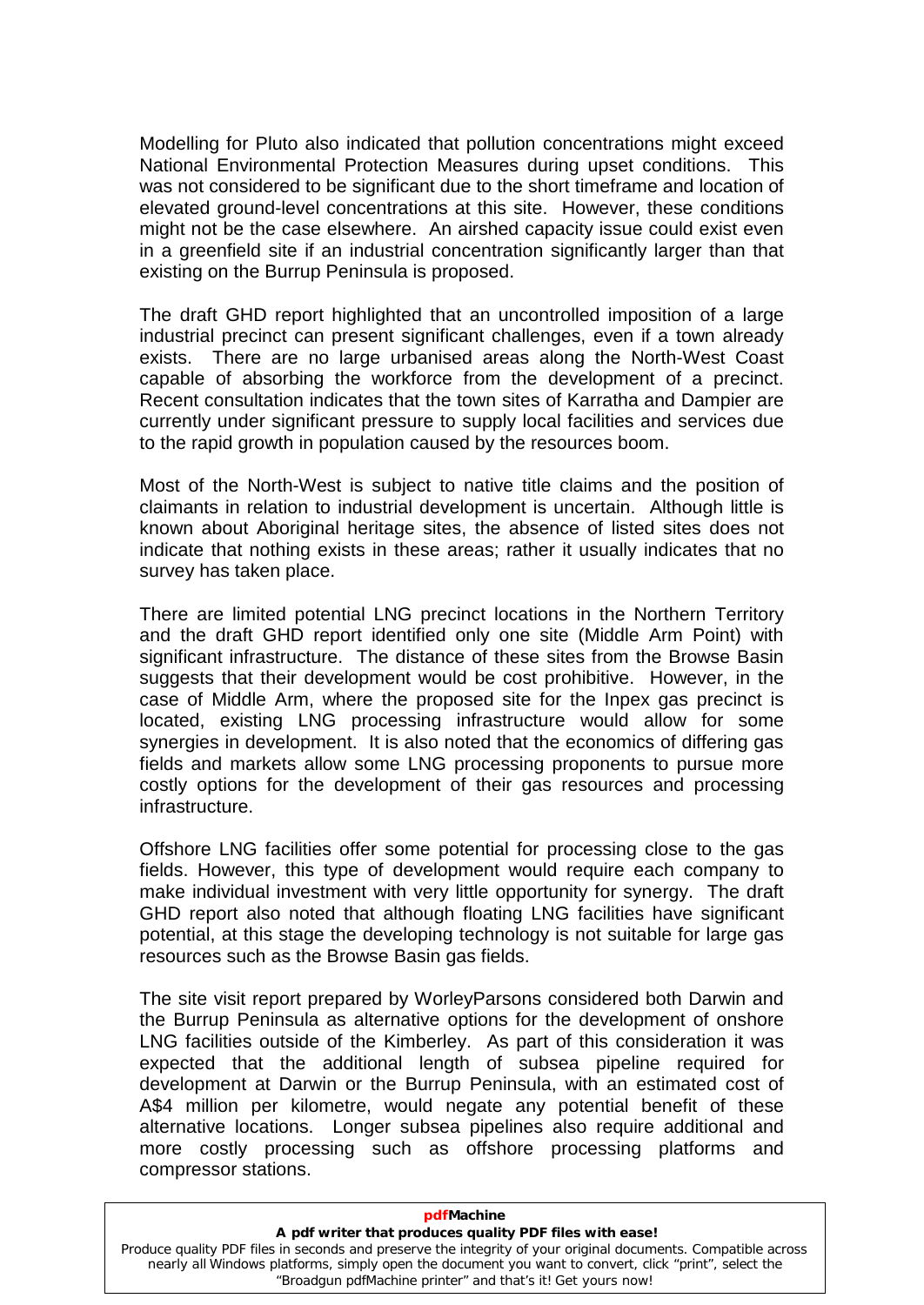Modelling for Pluto also indicated that pollution concentrations might exceed National Environmental Protection Measures during upset conditions. This was not considered to be significant due to the short timeframe and location of elevated ground-level concentrations at this site. However, these conditions might not be the case elsewhere. An airshed capacity issue could exist even in a greenfield site if an industrial concentration significantly larger than that existing on the Burrup Peninsula is proposed.

The draft GHD report highlighted that an uncontrolled imposition of a large industrial precinct can present significant challenges, even if a town already exists. There are no large urbanised areas along the North-West Coast capable of absorbing the workforce from the development of a precinct. Recent consultation indicates that the town sites of Karratha and Dampier are currently under significant pressure to supply local facilities and services due to the rapid growth in population caused by the resources boom.

Most of the North-West is subject to native title claims and the position of claimants in relation to industrial development is uncertain. Although little is known about Aboriginal heritage sites, the absence of listed sites does not indicate that nothing exists in these areas; rather it usually indicates that no survey has taken place.

There are limited potential LNG precinct locations in the Northern Territory and the draft GHD report identified only one site (Middle Arm Point) with significant infrastructure. The distance of these sites from the Browse Basin suggests that their development would be cost prohibitive. However, in the case of Middle Arm, where the proposed site for the Inpex gas precinct is located, existing LNG processing infrastructure would allow for some synergies in development. It is also noted that the economics of differing gas fields and markets allow some LNG processing proponents to pursue more costly options for the development of their gas resources and processing infrastructure.

Offshore LNG facilities offer some potential for processing close to the gas fields. However, this type of development would require each company to make individual investment with very little opportunity for synergy. The draft GHD report also noted that although floating LNG facilities have significant potential, at this stage the developing technology is not suitable for large gas resources such as the Browse Basin gas fields.

The site visit report prepared by WorleyParsons considered both Darwin and the Burrup Peninsula as alternative options for the development of onshore LNG facilities outside of the Kimberley. As part of this consideration it was expected that the additional length of subsea pipeline required for development at Darwin or the Burrup Peninsula, with an estimated cost of A$4 million per kilometre, would negate any potential benefit of these alternative locations. Longer subsea pipelines also require additional and more costly processing such as offshore processing platforms and compressor stations.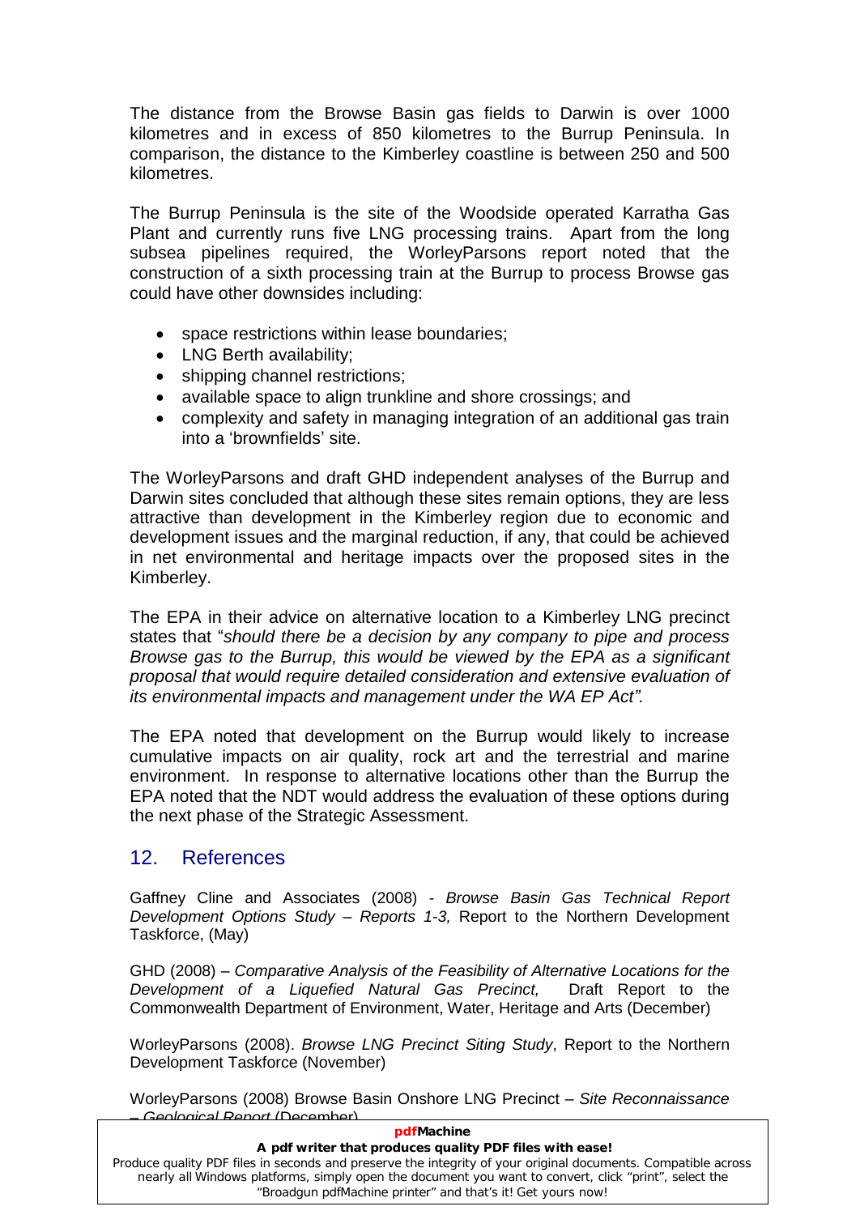The distance from the Browse Basin gas fields to Darwin is over 1000 kilometres and in excess of 850 kilometres to the Burrup Peninsula. In comparison, the distance to the Kimberley coastline is between 250 and 500 kilometres.

The Burrup Peninsula is the site of the Woodside operated Karratha Gas Plant and currently runs five LNG processing trains. Apart from the long subsea pipelines required, the WorleyParsons report noted that the construction of a sixth processing train at the Burrup to process Browse gas could have other downsides including:

- space restrictions within lease boundaries;
- LNG Berth availability;
- shipping channel restrictions;
- available space to align trunkline and shore crossings; and
- complexity and safety in managing integration of an additional gas train into a 'brownfields' site.

The WorleyParsons and draft GHD independent analyses of the Burrup and Darwin sites concluded that although these sites remain options, they are less attractive than development in the Kimberley region due to economic and development issues and the marginal reduction, if any, that could be achieved in net environmental and heritage impacts over the proposed sites in the Kimberley.

The EPA in their advice on alternative location to a Kimberley LNG precinct states that "*should there be a decision by any company to pipe and process Browse gas to the Burrup, this would be viewed by the EPA as a significant proposal that would require detailed consideration and extensive evaluation of its environmental impacts and management under the WA EP Act".*

The EPA noted that development on the Burrup would likely to increase cumulative impacts on air quality, rock art and the terrestrial and marine environment. In response to alternative locations other than the Burrup the EPA noted that the NDT would address the evaluation of these options during the next phase of the Strategic Assessment.

## 12. References

Gaffney Cline and Associates (2008) - *Browse Basin Gas Technical Report Development Options Study – Reports 1-3,* Report to the Northern Development Taskforce, (May)

GHD (2008) – *Comparative Analysis of the Feasibility of Alternative Locations for the Development of a Liquefied Natural Gas Precinct,* Draft Report to the Commonwealth Department of Environment, Water, Heritage and Arts (December)

WorleyParsons (2008). *Browse LNG Precinct Siting Study*, Report to the Northern Development Taskforce (November)

WorleyParsons (2008) Browse Basin Onshore LNG Precinct – *Site Reconnaissance – Geological Report* (December)